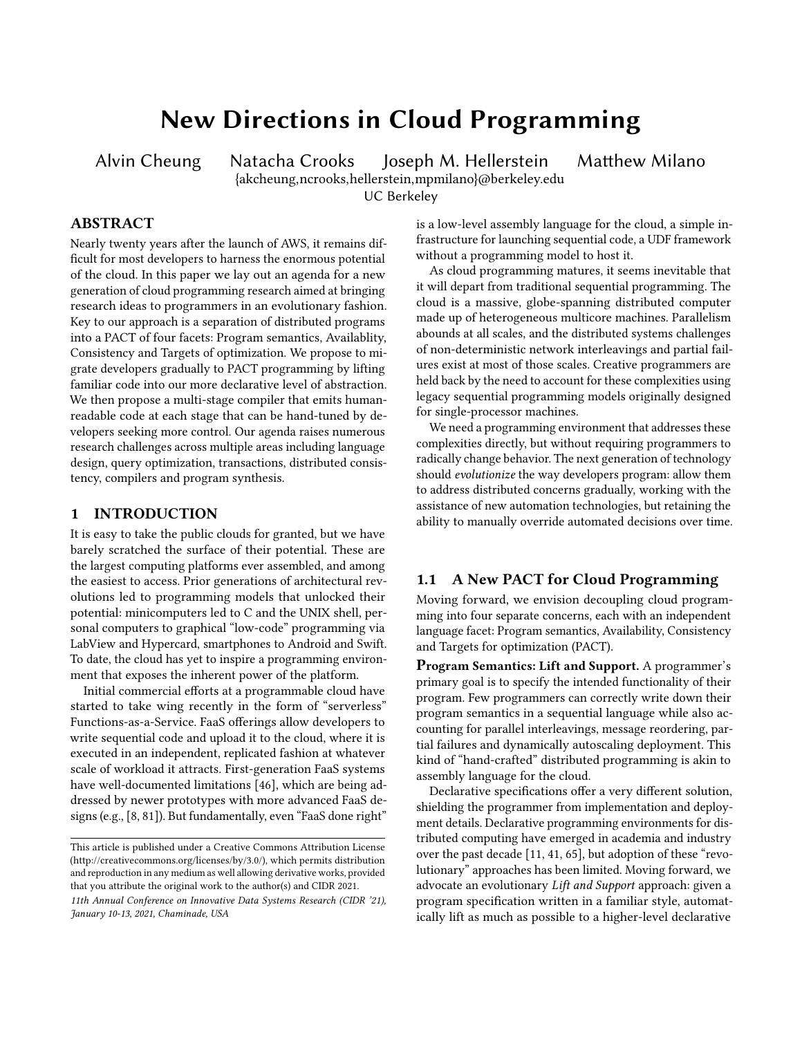# New Directions in Cloud Programming

Alvin Cheung    Natacha Crooks    Joseph M. Hellerstein    Matthew Milano

{akcheung,ncrooks,hellerstein,mpmilano}@berkeley.edu

UC Berkeley

## ABSTRACT

Nearly twenty years after the launch of AWS, it remains difficult for most developers to harness the enormous potential of the cloud. In this paper we lay out an agenda for a new generation of cloud programming research aimed at bringing research ideas to programmers in an evolutionary fashion. Key to our approach is a separation of distributed programs into a PACT of four facets: Program semantics, Availablity, Consistency and Targets of optimization. We propose to migrate developers gradually to PACT programming by lifting familiar code into our more declarative level of abstraction. We then propose a multi-stage compiler that emits human-readable code at each stage that can be hand-tuned by developers seeking more control. Our agenda raises numerous research challenges across multiple areas including language design, query optimization, transactions, distributed consistency, compilers and program synthesis.

## 1 INTRODUCTION

It is easy to take the public clouds for granted, but we have barely scratched the surface of their potential. These are the largest computing platforms ever assembled, and among the easiest to access. Prior generations of architectural revolutions led to programming models that unlocked their potential: minicomputers led to C and the UNIX shell, personal computers to graphical "low-code" programming via LabView and Hypercard, smartphones to Android and Swift. To date, the cloud has yet to inspire a programming environment that exposes the inherent power of the platform.

Initial commercial efforts at a programmable cloud have started to take wing recently in the form of "serverless" Functions-as-a-Service. FaaS offerings allow developers to write sequential code and upload it to the cloud, where it is executed in an independent, replicated fashion at whatever scale of workload it attracts. First-generation FaaS systems have well-documented limitations [46], which are being addressed by newer prototypes with more advanced FaaS designs (e.g., [8, 81]). But fundamentally, even "FaaS done right" is a low-level assembly language for the cloud, a simple infrastructure for launching sequential code, a UDF framework without a programming model to host it.

As cloud programming matures, it seems inevitable that it will depart from traditional sequential programming. The cloud is a massive, globe-spanning distributed computer made up of heterogeneous multicore machines. Parallelism abounds at all scales, and the distributed systems challenges of non-deterministic network interleavings and partial failures exist at most of those scales. Creative programmers are held back by the need to account for these complexities using legacy sequential programming models originally designed for single-processor machines.

We need a programming environment that addresses these complexities directly, but without requiring programmers to radically change behavior. The next generation of technology should *evolutionize* the way developers program: allow them to address distributed concerns gradually, working with the assistance of new automation technologies, but retaining the ability to manually override automated decisions over time.

### 1.1 A New PACT for Cloud Programming

Moving forward, we envision decoupling cloud programming into four separate concerns, each with an independent language facet: Program semantics, Availability, Consistency and Targets for optimization (PACT).

**Program Semantics: Lift and Support.** A programmer's primary goal is to specify the intended functionality of their program. Few programmers can correctly write down their program semantics in a sequential language while also accounting for parallel interleavings, message reordering, partial failures and dynamically autoscaling deployment. This kind of "hand-crafted" distributed programming is akin to assembly language for the cloud.

Declarative specifications offer a very different solution, shielding the programmer from implementation and deployment details. Declarative programming environments for distributed computing have emerged in academia and industry over the past decade [11, 41, 65], but adoption of these "revolutionary" approaches has been limited. Moving forward, we advocate an evolutionary *Lift and Support* approach: given a program specification written in a familiar style, automatically lift as much as possible to a higher-level declarative

This article is published under a Creative Commons Attribution License (http://creativecommons.org/licenses/by/3.0/), which permits distribution and reproduction in any medium as well allowing derivative works, provided that you attribute the original work to the author(s) and CIDR 2021.

*11th Annual Conference on Innovative Data Systems Research (CIDR '21), January 10-13, 2021, Chaminade, USA*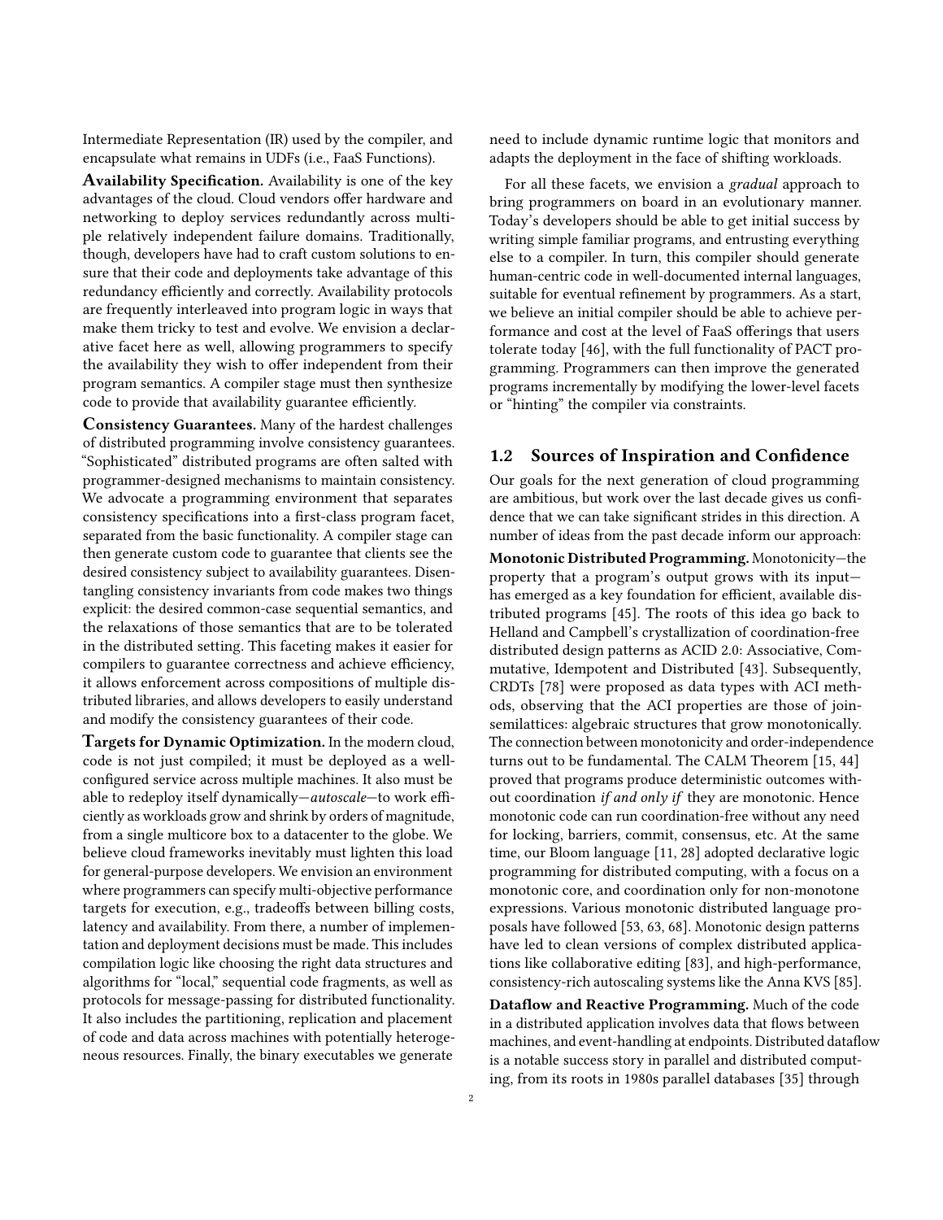Intermediate Representation (IR) used by the compiler, and encapsulate what remains in UDFs (i.e., FaaS Functions).

**Availability Specification.** Availability is one of the key advantages of the cloud. Cloud vendors offer hardware and networking to deploy services redundantly across multiple relatively independent failure domains. Traditionally, though, developers have had to craft custom solutions to ensure that their code and deployments take advantage of this redundancy efficiently and correctly. Availability protocols are frequently interleaved into program logic in ways that make them tricky to test and evolve. We envision a declarative facet here as well, allowing programmers to specify the availability they wish to offer independent from their program semantics. A compiler stage must then synthesize code to provide that availability guarantee efficiently.

**Consistency Guarantees.** Many of the hardest challenges of distributed programming involve consistency guarantees. "Sophisticated" distributed programs are often salted with programmer-designed mechanisms to maintain consistency. We advocate a programming environment that separates consistency specifications into a first-class program facet, separated from the basic functionality. A compiler stage can then generate custom code to guarantee that clients see the desired consistency subject to availability guarantees. Disentangling consistency invariants from code makes two things explicit: the desired common-case sequential semantics, and the relaxations of those semantics that are to be tolerated in the distributed setting. This faceting makes it easier for compilers to guarantee correctness and achieve efficiency, it allows enforcement across compositions of multiple distributed libraries, and allows developers to easily understand and modify the consistency guarantees of their code.

**Targets for Dynamic Optimization.** In the modern cloud, code is not just compiled; it must be deployed as a well-configured service across multiple machines. It also must be able to redeploy itself dynamically—*autoscale*—to work efficiently as workloads grow and shrink by orders of magnitude, from a single multicore box to a datacenter to the globe. We believe cloud frameworks inevitably must lighten this load for general-purpose developers. We envision an environment where programmers can specify multi-objective performance targets for execution, e.g., tradeoffs between billing costs, latency and availability. From there, a number of implementation and deployment decisions must be made. This includes compilation logic like choosing the right data structures and algorithms for "local," sequential code fragments, as well as protocols for message-passing for distributed functionality. It also includes the partitioning, replication and placement of code and data across machines with potentially heterogeneous resources. Finally, the binary executables we generate need to include dynamic runtime logic that monitors and adapts the deployment in the face of shifting workloads.

For all these facets, we envision a *gradual* approach to bring programmers on board in an evolutionary manner. Today's developers should be able to get initial success by writing simple familiar programs, and entrusting everything else to a compiler. In turn, this compiler should generate human-centric code in well-documented internal languages, suitable for eventual refinement by programmers. As a start, we believe an initial compiler should be able to achieve performance and cost at the level of FaaS offerings that users tolerate today [46], with the full functionality of PACT programming. Programmers can then improve the generated programs incrementally by modifying the lower-level facets or "hinting" the compiler via constraints.

## 1.2 Sources of Inspiration and Confidence

Our goals for the next generation of cloud programming are ambitious, but work over the last decade gives us confidence that we can take significant strides in this direction. A number of ideas from the past decade inform our approach:

**Monotonic Distributed Programming.** Monotonicity—the property that a program's output grows with its input—has emerged as a key foundation for efficient, available distributed programs [45]. The roots of this idea go back to Helland and Campbell's crystallization of coordination-free distributed design patterns as ACID 2.0: Associative, Commutative, Idempotent and Distributed [43]. Subsequently, CRDTs [78] were proposed as data types with ACI methods, observing that the ACI properties are those of join-semilattices: algebraic structures that grow monotonically. The connection between monotonicity and order-independence turns out to be fundamental. The CALM Theorem [15, 44] proved that programs produce deterministic outcomes without coordination *if and only if* they are monotonic. Hence monotonic code can run coordination-free without any need for locking, barriers, commit, consensus, etc. At the same time, our Bloom language [11, 28] adopted declarative logic programming for distributed computing, with a focus on a monotonic core, and coordination only for non-monotone expressions. Various monotonic distributed language proposals have followed [53, 63, 68]. Monotonic design patterns have led to clean versions of complex distributed applications like collaborative editing [83], and high-performance, consistency-rich autoscaling systems like the Anna KVS [85].

**Dataflow and Reactive Programming.** Much of the code in a distributed application involves data that flows between machines, and event-handling at endpoints. Distributed dataflow is a notable success story in parallel and distributed computing, from its roots in 1980s parallel databases [35] through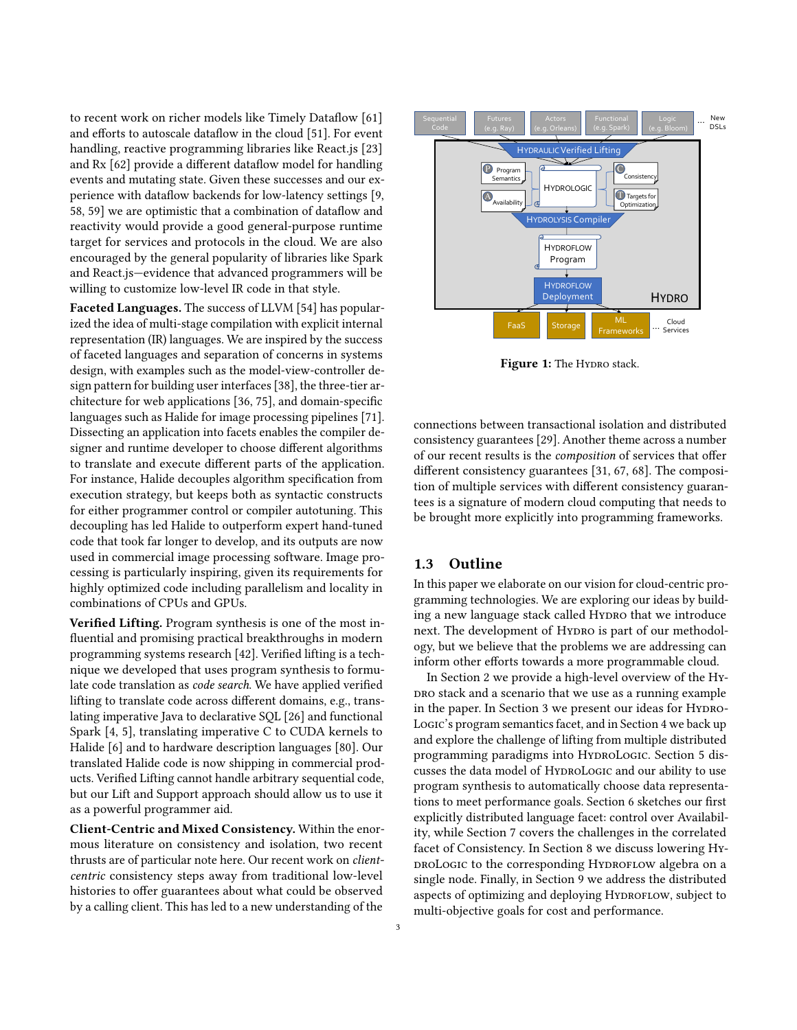to recent work on richer models like Timely Dataflow [61] and efforts to autoscale dataflow in the cloud [51]. For event handling, reactive programming libraries like React.js [23] and Rx [62] provide a different dataflow model for handling events and mutating state. Given these successes and our experience with dataflow backends for low-latency settings [9, 58, 59] we are optimistic that a combination of dataflow and reactivity would provide a good general-purpose runtime target for services and protocols in the cloud. We are also encouraged by the general popularity of libraries like Spark and React.js—evidence that advanced programmers will be willing to customize low-level IR code in that style.

**Faceted Languages.** The success of LLVM [54] has popularized the idea of multi-stage compilation with explicit internal representation (IR) languages. We are inspired by the success of faceted languages and separation of concerns in systems design, with examples such as the model-view-controller design pattern for building user interfaces [38], the three-tier architecture for web applications [36, 75], and domain-specific languages such as Halide for image processing pipelines [71]. Dissecting an application into facets enables the compiler designer and runtime developer to choose different algorithms to translate and execute different parts of the application. For instance, Halide decouples algorithm specification from execution strategy, but keeps both as syntactic constructs for either programmer control or compiler autotuning. This decoupling has led Halide to outperform expert hand-tuned code that took far longer to develop, and its outputs are now used in commercial image processing software. Image processing is particularly inspiring, given its requirements for highly optimized code including parallelism and locality in combinations of CPUs and GPUs.

**Verified Lifting.** Program synthesis is one of the most influential and promising practical breakthroughs in modern programming systems research [42]. Verified lifting is a technique we developed that uses program synthesis to formulate code translation as *code search*. We have applied verified lifting to translate code across different domains, e.g., translating imperative Java to declarative SQL [26] and functional Spark [4, 5], translating imperative C to CUDA kernels to Halide [6] and to hardware description languages [80]. Our translated Halide code is now shipping in commercial products. Verified Lifting cannot handle arbitrary sequential code, but our Lift and Support approach should allow us to use it as a powerful programmer aid.

**Client-Centric and Mixed Consistency.** Within the enormous literature on consistency and isolation, two recent thrusts are of particular note here. Our recent work on *client-centric* consistency steps away from traditional low-level histories to offer guarantees about what could be observed by a calling client. This has led to a new understanding of the connections between transactional isolation and distributed consistency guarantees [29]. Another theme across a number of our recent results is the *composition* of services that offer different consistency guarantees [31, 67, 68]. The composition of multiple services with different consistency guarantees is a signature of modern cloud computing that needs to be brought more explicitly into programming frameworks.

**Figure 1:** The Hydro stack.

## 1.3 Outline

In this paper we elaborate on our vision for cloud-centric programming technologies. We are exploring our ideas by building a new language stack called Hydro that we introduce next. The development of Hydro is part of our methodology, but we believe that the problems we are addressing can inform other efforts towards a more programmable cloud.

In Section 2 we provide a high-level overview of the Hydro stack and a scenario that we use as a running example in the paper. In Section 3 we present our ideas for HydroLogic's program semantics facet, and in Section 4 we back up and explore the challenge of lifting from multiple distributed programming paradigms into HydroLogic. Section 5 discusses the data model of HydroLogic and our ability to use program synthesis to automatically choose data representations to meet performance goals. Section 6 sketches our first explicitly distributed language facet: control over Availability, while Section 7 covers the challenges in the correlated facet of Consistency. In Section 8 we discuss lowering HydroLogic to the corresponding HydroFlow algebra on a single node. Finally, in Section 9 we address the distributed aspects of optimizing and deploying HydroFlow, subject to multi-objective goals for cost and performance.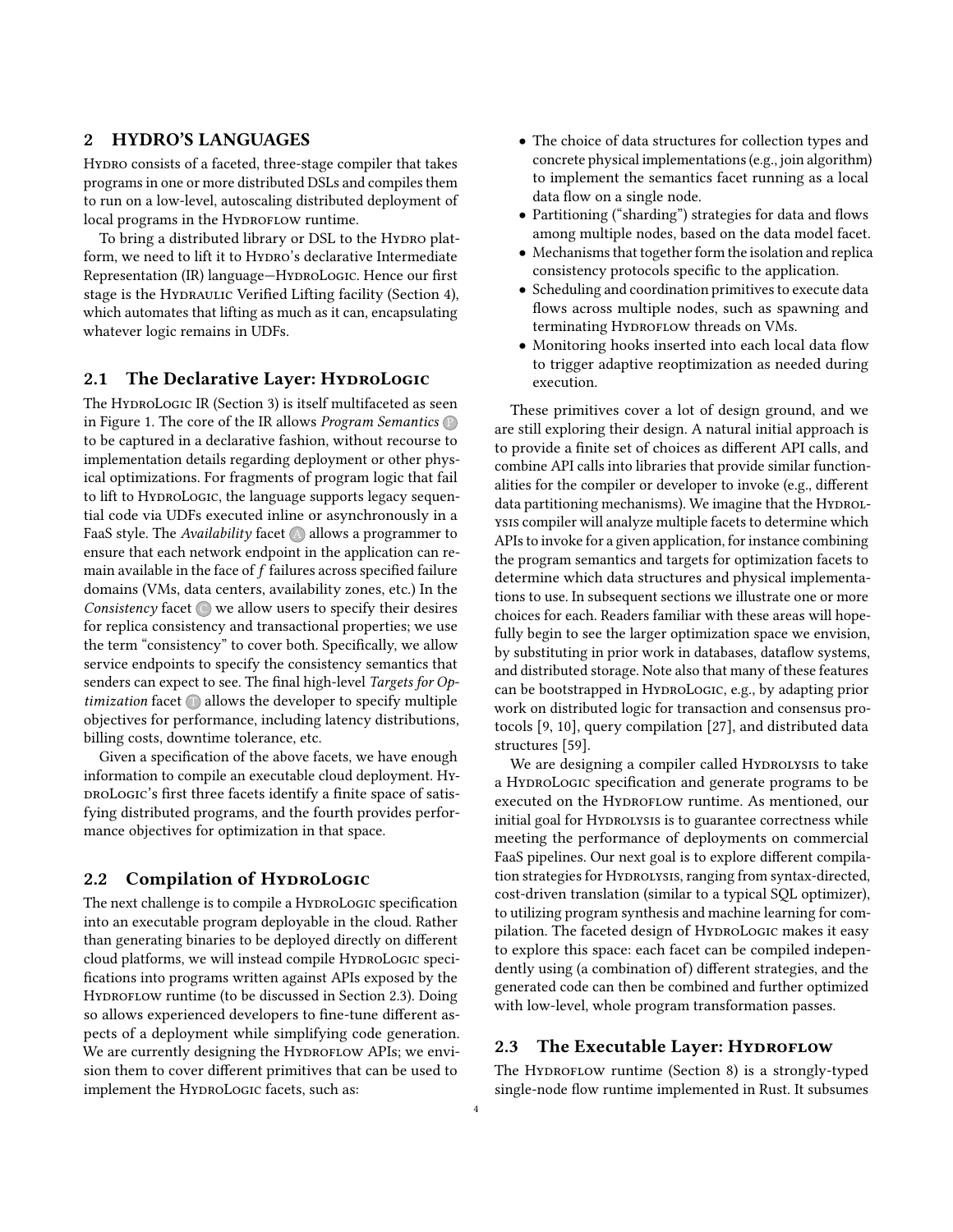## 2 HYDRO'S LANGUAGES

Hydro consists of a faceted, three-stage compiler that takes programs in one or more distributed DSLs and compiles them to run on a low-level, autoscaling distributed deployment of local programs in the Hydroflow runtime.

To bring a distributed library or DSL to the Hydro platform, we need to lift it to Hydro's declarative Intermediate Representation (IR) language—HydroLogic. Hence our first stage is the Hydraulic Verified Lifting facility (Section 4), which automates that lifting as much as it can, encapsulating whatever logic remains in UDFs.

### 2.1 The Declarative Layer: HydroLogic

The HydroLogic IR (Section 3) is itself multifaceted as seen in Figure 1. The core of the IR allows *Program Semantics* (P) to be captured in a declarative fashion, without recourse to implementation details regarding deployment or other physical optimizations. For fragments of program logic that fail to lift to HydroLogic, the language supports legacy sequential code via UDFs executed inline or asynchronously in a FaaS style. The *Availability* facet (A) allows a programmer to ensure that each network endpoint in the application can remain available in the face of $f$ failures across specified failure domains (VMs, data centers, availability zones, etc.) In the *Consistency* facet (C) we allow users to specify their desires for replica consistency and transactional properties; we use the term "consistency" to cover both. Specifically, we allow service endpoints to specify the consistency semantics that senders can expect to see. The final high-level *Targets for Optimization* facet (T) allows the developer to specify multiple objectives for performance, including latency distributions, billing costs, downtime tolerance, etc.

Given a specification of the above facets, we have enough information to compile an executable cloud deployment. HydroLogic's first three facets identify a finite space of satisfying distributed programs, and the fourth provides performance objectives for optimization in that space.

### 2.2 Compilation of HydroLogic

The next challenge is to compile a HydroLogic specification into an executable program deployable in the cloud. Rather than generating binaries to be deployed directly on different cloud platforms, we will instead compile HydroLogic specifications into programs written against APIs exposed by the Hydroflow runtime (to be discussed in Section 2.3). Doing so allows experienced developers to fine-tune different aspects of a deployment while simplifying code generation. We are currently designing the Hydroflow APIs; we envision them to cover different primitives that can be used to implement the HydroLogic facets, such as:

- The choice of data structures for collection types and concrete physical implementations (e.g., join algorithm) to implement the semantics facet running as a local data flow on a single node.
- Partitioning ("sharding") strategies for data and flows among multiple nodes, based on the data model facet.
- Mechanisms that together form the isolation and replica consistency protocols specific to the application.
- Scheduling and coordination primitives to execute data flows across multiple nodes, such as spawning and terminating Hydroflow threads on VMs.
- Monitoring hooks inserted into each local data flow to trigger adaptive reoptimization as needed during execution.

These primitives cover a lot of design ground, and we are still exploring their design. A natural initial approach is to provide a finite set of choices as different API calls, and combine API calls into libraries that provide similar functionalities for the compiler or developer to invoke (e.g., different data partitioning mechanisms). We imagine that the Hydrolysis compiler will analyze multiple facets to determine which APIs to invoke for a given application, for instance combining the program semantics and targets for optimization facets to determine which data structures and physical implementations to use. In subsequent sections we illustrate one or more choices for each. Readers familiar with these areas will hopefully begin to see the larger optimization space we envision, by substituting in prior work in databases, dataflow systems, and distributed storage. Note also that many of these features can be bootstrapped in HydroLogic, e.g., by adapting prior work on distributed logic for transaction and consensus protocols [9, 10], query compilation [27], and distributed data structures [59].

We are designing a compiler called Hydrolysis to take a HydroLogic specification and generate programs to be executed on the Hydroflow runtime. As mentioned, our initial goal for Hydrolysis is to guarantee correctness while meeting the performance of deployments on commercial FaaS pipelines. Our next goal is to explore different compilation strategies for Hydrolysis, ranging from syntax-directed, cost-driven translation (similar to a typical SQL optimizer), to utilizing program synthesis and machine learning for compilation. The faceted design of HydroLogic makes it easy to explore this space: each facet can be compiled independently using (a combination of) different strategies, and the generated code can then be combined and further optimized with low-level, whole program transformation passes.

### 2.3 The Executable Layer: Hydroflow

The Hydroflow runtime (Section 8) is a strongly-typed single-node flow runtime implemented in Rust. It subsumes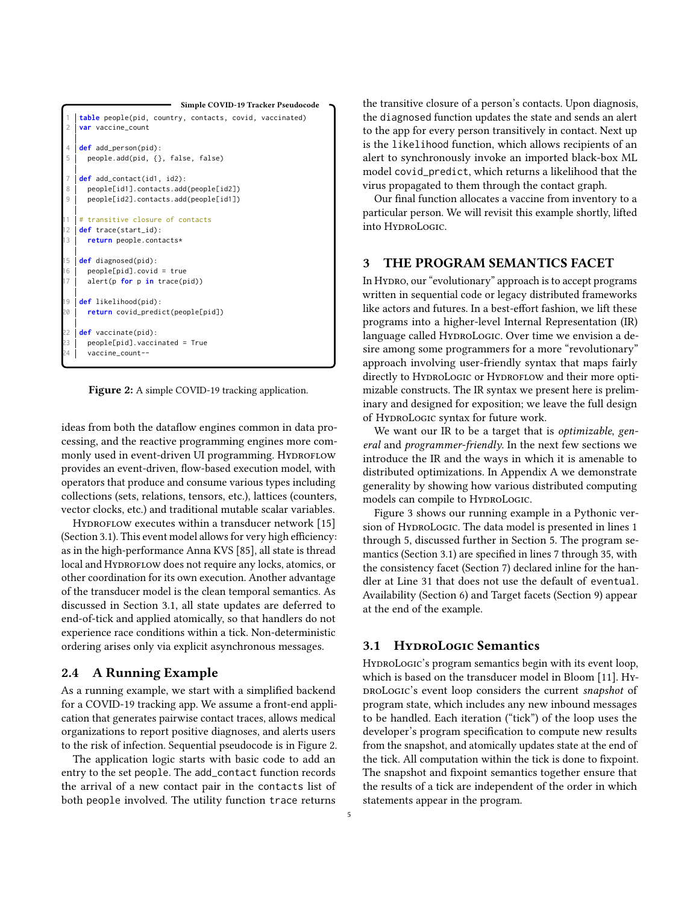```
Simple COVID-19 Tracker Pseudocode

table people(pid, country, contacts, covid, vaccinated)
var vaccine_count

def add_person(pid):
  people.add(pid, {}, false, false)

def add_contact(id1, id2):
  people[id1].contacts.add(people[id2])
  people[id2].contacts.add(people[id1])

# transitive closure of contacts
def trace(start_id):
  return people.contacts*

def diagnosed(pid):
  people[pid].covid = true
  alert(p for p in trace(pid))

def likelihood(pid):
  return covid_predict(people[pid])

def vaccinate(pid):
  people[pid].vaccinated = True
  vaccine_count--
```

**Figure 2:** A simple COVID-19 tracking application.

ideas from both the dataflow engines common in data processing, and the reactive programming engines more commonly used in event-driven UI programming. HydroFlow provides an event-driven, flow-based execution model, with operators that produce and consume various types including collections (sets, relations, tensors, etc.), lattices (counters, vector clocks, etc.) and traditional mutable scalar variables.

HydroFlow executes within a transducer network [15] (Section 3.1). This event model allows for very high efficiency: as in the high-performance Anna KVS [85], all state is thread local and HydroFlow does not require any locks, atomics, or other coordination for its own execution. Another advantage of the transducer model is the clean temporal semantics. As discussed in Section 3.1, all state updates are deferred to end-of-tick and applied atomically, so that handlers do not experience race conditions within a tick. Non-deterministic ordering arises only via explicit asynchronous messages.

### 2.4 A Running Example

As a running example, we start with a simplified backend for a COVID-19 tracking app. We assume a front-end application that generates pairwise contact traces, allows medical organizations to report positive diagnoses, and alerts users to the risk of infection. Sequential pseudocode is in Figure 2.

The application logic starts with basic code to add an entry to the set `people`. The `add_contact` function records the arrival of a new contact pair in the `contacts` list of both `people` involved. The utility function `trace` returns the transitive closure of a person's contacts. Upon diagnosis, the `diagnosed` function updates the state and sends an alert to the app for every person transitively in contact. Next up is the `likelihood` function, which allows recipients of an alert to synchronously invoke an imported black-box ML model `covid_predict`, which returns a likelihood that the virus propagated to them through the contact graph.

Our final function allocates a vaccine from inventory to a particular person. We will revisit this example shortly, lifted into HydroLogic.

## 3 THE PROGRAM SEMANTICS FACET

In Hydro, our "evolutionary" approach is to accept programs written in sequential code or legacy distributed frameworks like actors and futures. In a best-effort fashion, we lift these programs into a higher-level Internal Representation (IR) language called HydroLogic. Over time we envision a desire among some programmers for a more "revolutionary" approach involving user-friendly syntax that maps fairly directly to HydroLogic or HydroFlow and their more optimizable constructs. The IR syntax we present here is preliminary and designed for exposition; we leave the full design of HydroLogic syntax for future work.

We want our IR to be a target that is *optimizable*, *general* and *programmer-friendly*. In the next few sections we introduce the IR and the ways in which it is amenable to distributed optimizations. In Appendix A we demonstrate generality by showing how various distributed computing models can compile to HydroLogic.

Figure 3 shows our running example in a Pythonic version of HydroLogic. The data model is presented in lines 1 through 5, discussed further in Section 5. The program semantics (Section 3.1) are specified in lines 7 through 35, with the consistency facet (Section 7) declared inline for the handler at Line 31 that does not use the default of `eventual`. Availability (Section 6) and Target facets (Section 9) appear at the end of the example.

### 3.1 HydroLogic Semantics

HydroLogic's program semantics begin with its event loop, which is based on the transducer model in Bloom [11]. HydroLogic's event loop considers the current *snapshot* of program state, which includes any new inbound messages to be handled. Each iteration ("tick") of the loop uses the developer's program specification to compute new results from the snapshot, and atomically updates state at the end of the tick. All computation within the tick is done to fixpoint. The snapshot and fixpoint semantics together ensure that the results of a tick are independent of the order in which statements appear in the program.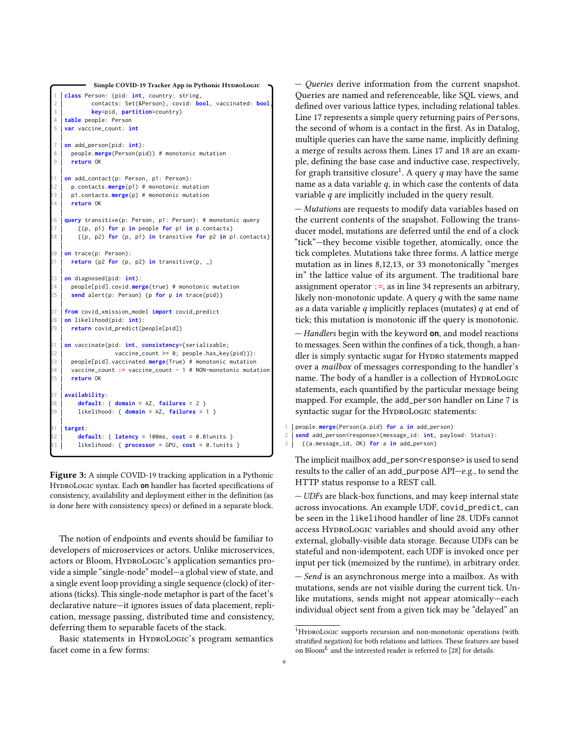**Simple COVID-19 Tracker App in Pythonic HydroLogic**

```
class Person: (pid: int, country: string,
        contacts: Set(&Person), covid: bool, vaccinated: bool,
        key=pid, partition=country)
table people: Person
var vaccine_count: int

on add_person(pid: int):
  people.merge(Person(pid)) # monotonic mutation
  return OK

on add_contact(p: Person, p1: Person):
  p.contacts.merge(p1) # monotonic mutation
  p1.contacts.merge(p) # monotonic mutation
  return OK

query transitive(p: Person, p1: Person): # monotonic query
    {(p, p1) for p in people for p1 in p.contacts}
    {(p, p2) for (p, p1) in transitive for p2 in p1.contacts}

on trace(p: Person):
  return (p2 for (p, p2) in transitive(p, _)

on diagnosed(pid: int):
  people[pid].covid.merge(true) # monotonic mutation
  send alert(p: Person) {p for p in trace(pid)}

from covid_xmission_model import covid_predict
on likelihood(pid: int):
  return covid_predict(people[pid])

on vaccinate(pid: int, consistency={serializable;
               vaccine_count >= 0; people.has_key(pid)}):
  people[pid].vaccinated.merge(True) # monotonic mutation
  vaccine_count := vaccine_count - 1 # NON-monotonic mutation
  return OK

availability:
    default: { domain = AZ, failures = 2 }
    likelihood: { domain = AZ, failures = 1 }

target:
    default: { latency = 100ms, cost = 0.01units }
    likelihood: { processor = GPU, cost = 0.1units }
```

**Figure 3:** A simple COVID-19 tracking application in a Pythonic HydroLogic syntax. Each **on** handler has faceted specifications of consistency, availability and deployment either in the definition (as is done here with consistency specs) or defined in a separate block.

The notion of endpoints and events should be familiar to developers of microservices or actors. Unlike microservices, actors or Bloom, HydroLogic's application semantics provide a simple "single-node" model—a global view of state, and a single event loop providing a single sequence (clock) of iterations (ticks). This single-node metaphor is part of the facet's declarative nature—it ignores issues of data placement, replication, message passing, distributed time and consistency, deferring them to separable facets of the stack.

Basic statements in HydroLogic's program semantics facet come in a few forms:

— *Queries* derive information from the current snapshot. Queries are named and referenceable, like SQL views, and defined over various lattice types, including relational tables. Line 17 represents a simple query returning pairs of Persons, the second of whom is a contact in the first. As in Datalog, multiple queries can have the same name, implicitly defining a merge of results across them. Lines 17 and 18 are an example, defining the base case and inductive case, respectively, for graph transitive closure[1]. A query $q$ may have the same name as a data variable $q$, in which case the contents of data variable $q$ are implicitly included in the query result.

— *Mutations* are requests to modify data variables based on the current contents of the snapshot. Following the transducer model, mutations are deferred until the end of a clock "tick"—they become visible together, atomically, once the tick completes. Mutations take three forms. A lattice merge mutation as in lines 8,12,13, or 33 monotonically "merges in" the lattice value of its argument. The traditional bare assignment operator `:=`, as in line 34 represents an arbitrary, likely non-monotonic update. A query $q$ with the same name as a data variable $q$ implicitly replaces (mutates) $q$ at end of tick; this mutation is monotonic iff the query is monotonic.

— *Handlers* begin with the keyword **on**, and model reactions to messages. Seen within the confines of a tick, though, a handler is simply syntactic sugar for Hydro statements mapped over a *mailbox* of messages corresponding to the handler's name. The body of a handler is a collection of HydroLogic statements, each quantified by the particular message being mapped. For example, the add_person handler on Line 7 is syntactic sugar for the HydroLogic statements:

```
people.merge(Person(a.pid) for a in add_person)
send add_person<response>(message_id: int, payload: Status):
  {(a.message_id, OK) for a in add_person}
```

The implicit mailbox add_person<response> is used to send results to the caller of an add_purpose API—e.g., to send the HTTP status response to a REST call.

— *UDFs* are black-box functions, and may keep internal state across invocations. An example UDF, covid_predict, can be seen in the likelihood handler of line 28. UDFs cannot access HydroLogic variables and should avoid any other external, globally-visible data storage. Because UDFs can be stateful and non-idempotent, each UDF is invoked once per input per tick (memoized by the runtime), in arbitrary order.

— *Send* is an asynchronous merge into a mailbox. As with mutations, sends are not visible during the current tick. Unlike mutations, sends might not appear atomically—each individual object sent from a given tick may be "delayed" an

[1] HydroLogic supports recursion and non-monotonic operations (with stratified negation) for both relations and lattices. These features are based on Bloom$^L$ and the interested reader is referred to [28] for details.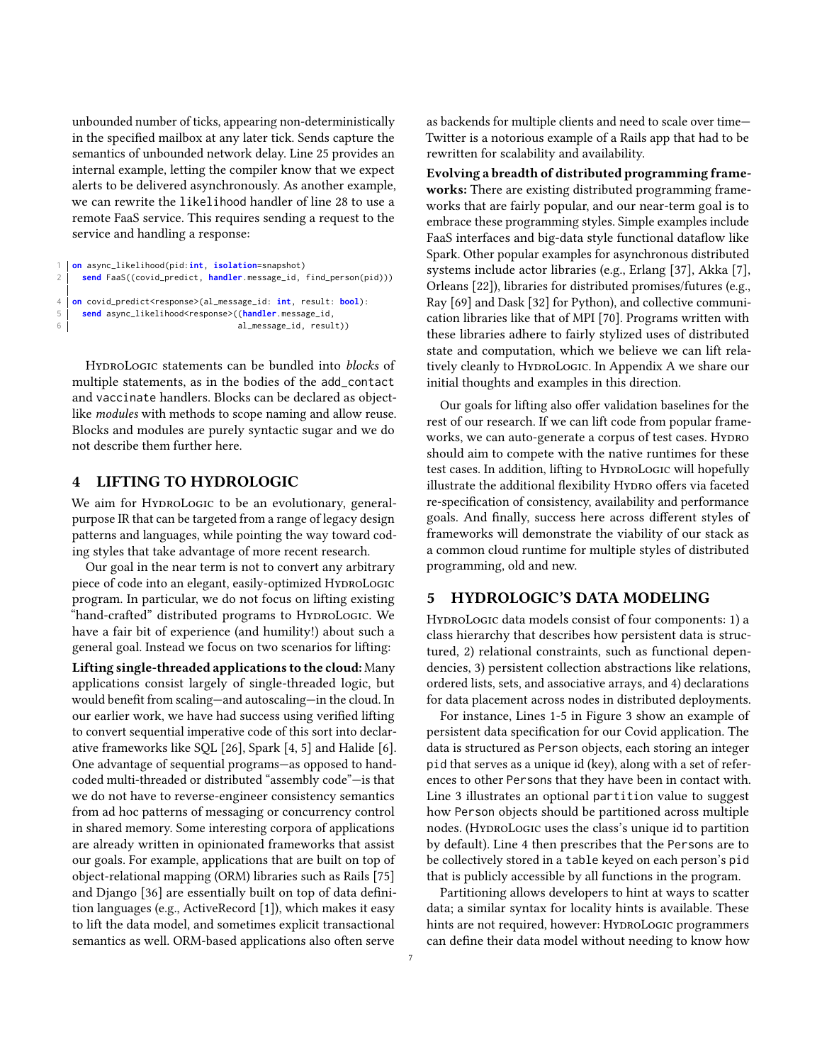unbounded number of ticks, appearing non-deterministically in the specified mailbox at any later tick. Sends capture the semantics of unbounded network delay. Line 25 provides an internal example, letting the compiler know that we expect alerts to be delivered asynchronously. As another example, we can rewrite the `likelihood` handler of line 28 to use a remote FaaS service. This requires sending a request to the service and handling a response:

```
on async_likelihood(pid:int, isolation=snapshot)
  send FaaS((covid_predict, handler.message_id, find_person(pid)))

on covid_predict<response>(al_message_id: int, result: bool):
  send async_likelihood<response>((handler.message_id,
                                   al_message_id, result))
```

HydroLogic statements can be bundled into *blocks* of multiple statements, as in the bodies of the `add_contact` and `vaccinate` handlers. Blocks can be declared as object-like *modules* with methods to scope naming and allow reuse. Blocks and modules are purely syntactic sugar and we do not describe them further here.

## 4 LIFTING TO HYDROLOGIC

We aim for HydroLogic to be an evolutionary, general-purpose IR that can be targeted from a range of legacy design patterns and languages, while pointing the way toward coding styles that take advantage of more recent research.

Our goal in the near term is not to convert any arbitrary piece of code into an elegant, easily-optimized HydroLogic program. In particular, we do not focus on lifting existing "hand-crafted" distributed programs to HydroLogic. We have a fair bit of experience (and humility!) about such a general goal. Instead we focus on two scenarios for lifting:

**Lifting single-threaded applications to the cloud:** Many applications consist largely of single-threaded logic, but would benefit from scaling—and autoscaling—in the cloud. In our earlier work, we have had success using verified lifting to convert sequential imperative code of this sort into declarative frameworks like SQL [26], Spark [4, 5] and Halide [6]. One advantage of sequential programs—as opposed to hand-coded multi-threaded or distributed "assembly code"—is that we do not have to reverse-engineer consistency semantics from ad hoc patterns of messaging or concurrency control in shared memory. Some interesting corpora of applications are already written in opinionated frameworks that assist our goals. For example, applications that are built on top of object-relational mapping (ORM) libraries such as Rails [75] and Django [36] are essentially built on top of data definition languages (e.g., ActiveRecord [1]), which makes it easy to lift the data model, and sometimes explicit transactional semantics as well. ORM-based applications also often serve as backends for multiple clients and need to scale over time—Twitter is a notorious example of a Rails app that had to be rewritten for scalability and availability.

**Evolving a breadth of distributed programming frameworks:** There are existing distributed programming frameworks that are fairly popular, and our near-term goal is to embrace these programming styles. Simple examples include FaaS interfaces and big-data style functional dataflow like Spark. Other popular examples for asynchronous distributed systems include actor libraries (e.g., Erlang [37], Akka [7], Orleans [22]), libraries for distributed promises/futures (e.g., Ray [69] and Dask [32] for Python), and collective communication libraries like that of MPI [70]. Programs written with these libraries adhere to fairly stylized uses of distributed state and computation, which we believe we can lift relatively cleanly to HydroLogic. In Appendix A we share our initial thoughts and examples in this direction.

Our goals for lifting also offer validation baselines for the rest of our research. If we can lift code from popular frameworks, we can auto-generate a corpus of test cases. Hydro should aim to compete with the native runtimes for these test cases. In addition, lifting to HydroLogic will hopefully illustrate the additional flexibility Hydro offers via faceted re-specification of consistency, availability and performance goals. And finally, success here across different styles of frameworks will demonstrate the viability of our stack as a common cloud runtime for multiple styles of distributed programming, old and new.

## 5 HYDROLOGIC'S DATA MODELING

HydroLogic data models consist of four components: 1) a class hierarchy that describes how persistent data is structured, 2) relational constraints, such as functional dependencies, 3) persistent collection abstractions like relations, ordered lists, sets, and associative arrays, and 4) declarations for data placement across nodes in distributed deployments.

For instance, Lines 1-5 in Figure 3 show an example of persistent data specification for our Covid application. The data is structured as `Person` objects, each storing an integer `pid` that serves as a unique id (key), along with a set of references to other `Person`s that they have been in contact with. Line 3 illustrates an optional `partition` value to suggest how `Person` objects should be partitioned across multiple nodes. (HydroLogic uses the class's unique id to partition by default). Line 4 then prescribes that the `Person`s are to be collectively stored in a `table` keyed on each person's `pid` that is publicly accessible by all functions in the program.

Partitioning allows developers to hint at ways to scatter data; a similar syntax for locality hints is available. These hints are not required, however: HydroLogic programmers can define their data model without needing to know how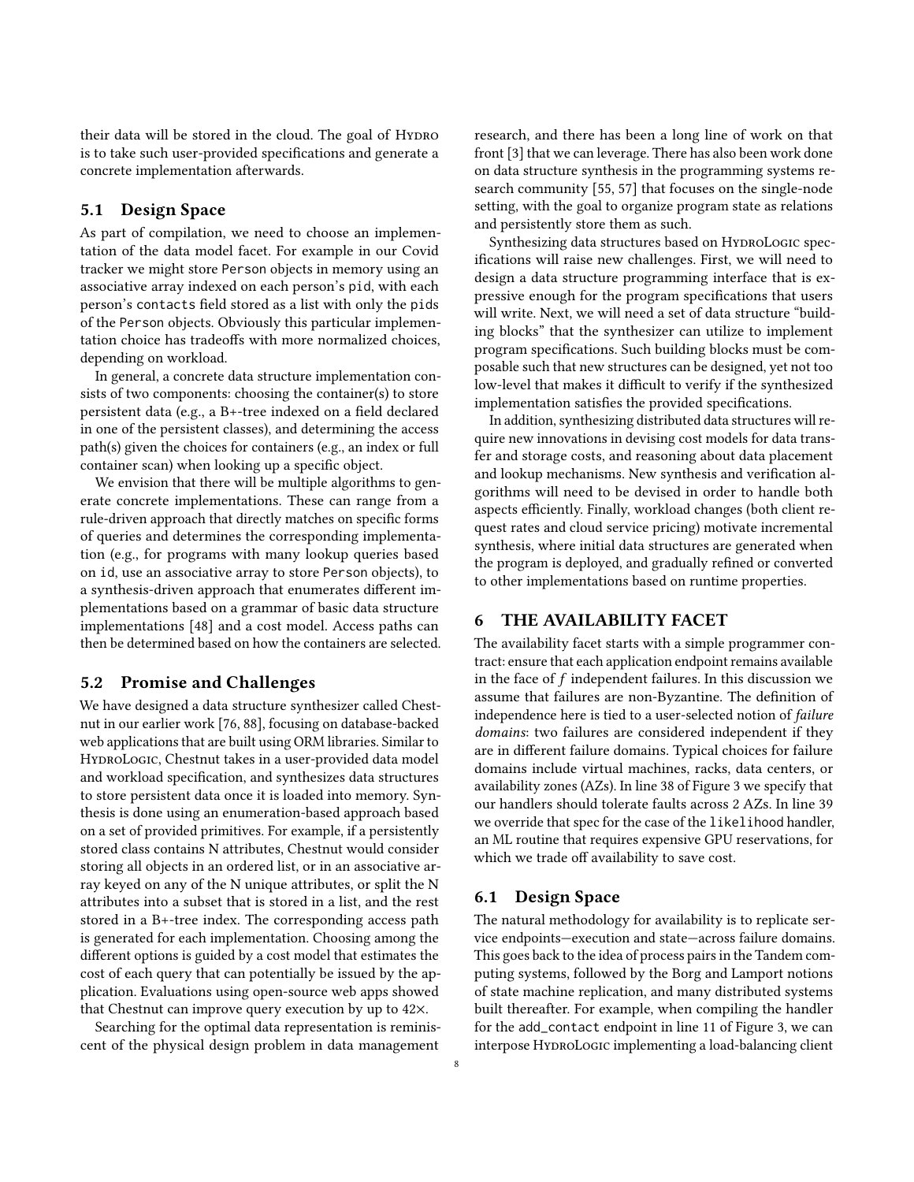their data will be stored in the cloud. The goal of Hydro is to take such user-provided specifications and generate a concrete implementation afterwards.

## 5.1 Design Space

As part of compilation, we need to choose an implementation of the data model facet. For example in our Covid tracker we might store `Person` objects in memory using an associative array indexed on each person's `pid`, with each person's `contacts` field stored as a list with only the `pid`s of the `Person` objects. Obviously this particular implementation choice has tradeoffs with more normalized choices, depending on workload.

In general, a concrete data structure implementation consists of two components: choosing the container(s) to store persistent data (e.g., a B+-tree indexed on a field declared in one of the persistent classes), and determining the access path(s) given the choices for containers (e.g., an index or full container scan) when looking up a specific object.

We envision that there will be multiple algorithms to generate concrete implementations. These can range from a rule-driven approach that directly matches on specific forms of queries and determines the corresponding implementation (e.g., for programs with many lookup queries based on `id`, use an associative array to store `Person` objects), to a synthesis-driven approach that enumerates different implementations based on a grammar of basic data structure implementations [48] and a cost model. Access paths can then be determined based on how the containers are selected.

## 5.2 Promise and Challenges

We have designed a data structure synthesizer called Chestnut in our earlier work [76, 88], focusing on database-backed web applications that are built using ORM libraries. Similar to HydroLogic, Chestnut takes in a user-provided data model and workload specification, and synthesizes data structures to store persistent data once it is loaded into memory. Synthesis is done using an enumeration-based approach based on a set of provided primitives. For example, if a persistently stored class contains N attributes, Chestnut would consider storing all objects in an ordered list, or in an associative array keyed on any of the N unique attributes, or split the N attributes into a subset that is stored in a list, and the rest stored in a B+-tree index. The corresponding access path is generated for each implementation. Choosing among the different options is guided by a cost model that estimates the cost of each query that can potentially be issued by the application. Evaluations using open-source web apps showed that Chestnut can improve query execution by up to 42×.

Searching for the optimal data representation is reminiscent of the physical design problem in data management research, and there has been a long line of work on that front [3] that we can leverage. There has also been work done on data structure synthesis in the programming systems research community [55, 57] that focuses on the single-node setting, with the goal to organize program state as relations and persistently store them as such.

Synthesizing data structures based on HydroLogic specifications will raise new challenges. First, we will need to design a data structure programming interface that is expressive enough for the program specifications that users will write. Next, we will need a set of data structure "building blocks" that the synthesizer can utilize to implement program specifications. Such building blocks must be composable such that new structures can be designed, yet not too low-level that makes it difficult to verify if the synthesized implementation satisfies the provided specifications.

In addition, synthesizing distributed data structures will require new innovations in devising cost models for data transfer and storage costs, and reasoning about data placement and lookup mechanisms. New synthesis and verification algorithms will need to be devised in order to handle both aspects efficiently. Finally, workload changes (both client request rates and cloud service pricing) motivate incremental synthesis, where initial data structures are generated when the program is deployed, and gradually refined or converted to other implementations based on runtime properties.

# 6 THE AVAILABILITY FACET

The availability facet starts with a simple programmer contract: ensure that each application endpoint remains available in the face of $f$ independent failures. In this discussion we assume that failures are non-Byzantine. The definition of independence here is tied to a user-selected notion of *failure domains*: two failures are considered independent if they are in different failure domains. Typical choices for failure domains include virtual machines, racks, data centers, or availability zones (AZs). In line 38 of Figure 3 we specify that our handlers should tolerate faults across 2 AZs. In line 39 we override that spec for the case of the `likelihood` handler, an ML routine that requires expensive GPU reservations, for which we trade off availability to save cost.

## 6.1 Design Space

The natural methodology for availability is to replicate service endpoints—execution and state—across failure domains. This goes back to the idea of process pairs in the Tandem computing systems, followed by the Borg and Lamport notions of state machine replication, and many distributed systems built thereafter. For example, when compiling the handler for the `add_contact` endpoint in line 11 of Figure 3, we can interpose HydroLogic implementing a load-balancing client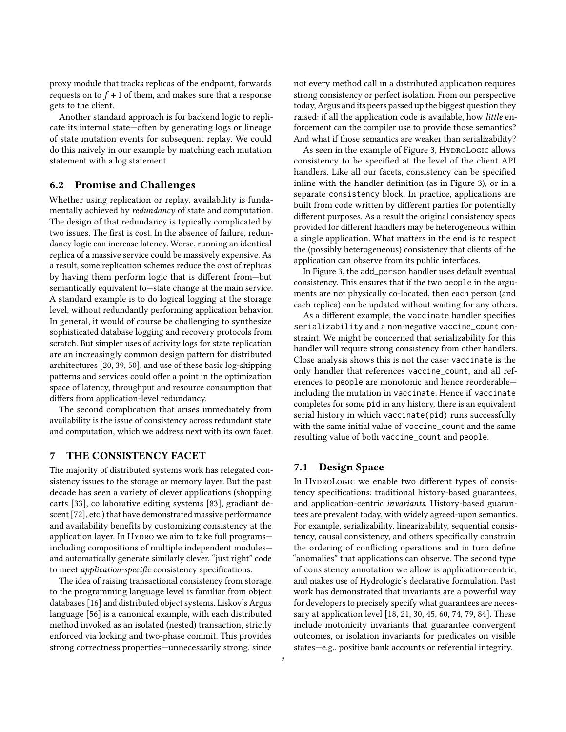proxy module that tracks replicas of the endpoint, forwards requests on to $f + 1$ of them, and makes sure that a response gets to the client.

Another standard approach is for backend logic to replicate its internal state—often by generating logs or lineage of state mutation events for subsequent replay. We could do this naively in our example by matching each mutation statement with a log statement.

## 6.2 Promise and Challenges

Whether using replication or replay, availability is fundamentally achieved by *redundancy* of state and computation. The design of that redundancy is typically complicated by two issues. The first is cost. In the absence of failure, redundancy logic can increase latency. Worse, running an identical replica of a massive service could be massively expensive. As a result, some replication schemes reduce the cost of replicas by having them perform logic that is different from—but semantically equivalent to—state change at the main service. A standard example is to do logical logging at the storage level, without redundantly performing application behavior. In general, it would of course be challenging to synthesize sophisticated database logging and recovery protocols from scratch. But simpler uses of activity logs for state replication are an increasingly common design pattern for distributed architectures [20, 39, 50], and use of these basic log-shipping patterns and services could offer a point in the optimization space of latency, throughput and resource consumption that differs from application-level redundancy.

The second complication that arises immediately from availability is the issue of consistency across redundant state and computation, which we address next with its own facet.

# 7 THE CONSISTENCY FACET

The majority of distributed systems work has relegated consistency issues to the storage or memory layer. But the past decade has seen a variety of clever applications (shopping carts [33], collaborative editing systems [83], gradiant descent [72], etc.) that have demonstrated massive performance and availability benefits by customizing consistency at the application layer. In Hydro we aim to take full programs—including compositions of multiple independent modules—and automatically generate similarly clever, "just right" code to meet *application-specific* consistency specifications.

The idea of raising transactional consistency from storage to the programming language level is familiar from object databases [16] and distributed object systems. Liskov's Argus language [56] is a canonical example, with each distributed method invoked as an isolated (nested) transaction, strictly enforced via locking and two-phase commit. This provides strong correctness properties—unnecessarily strong, since not every method call in a distributed application requires strong consistency or perfect isolation. From our perspective today, Argus and its peers passed up the biggest question they raised: if all the application code is available, how *little* enforcement can the compiler use to provide those semantics? And what if those semantics are weaker than serializability?

As seen in the example of Figure 3, HydroLogic allows consistency to be specified at the level of the client API handlers. Like all our facets, consistency can be specified inline with the handler definition (as in Figure 3), or in a separate `consistency` block. In practice, applications are built from code written by different parties for potentially different purposes. As a result the original consistency specs provided for different handlers may be heterogeneous within a single application. What matters in the end is to respect the (possibly heterogeneous) consistency that clients of the application can observe from its public interfaces.

In Figure 3, the `add_person` handler uses default eventual consistency. This ensures that if the two `people` in the arguments are not physically co-located, then each person (and each replica) can be updated without waiting for any others.

As a different example, the `vaccinate` handler specifies `serializability` and a non-negative `vaccine_count` constraint. We might be concerned that serializability for this handler will require strong consistency from other handlers. Close analysis shows this is not the case: `vaccinate` is the only handler that references `vaccine_count`, and all references to `people` are monotonic and hence reorderable—including the mutation in `vaccinate`. Hence if `vaccinate` completes for some `pid` in any history, there is an equivalent serial history in which `vaccinate(pid)` runs successfully with the same initial value of `vaccine_count` and the same resulting value of both `vaccine_count` and `people`.

## 7.1 Design Space

In HydroLogic we enable two different types of consistency specifications: traditional history-based guarantees, and application-centric *invariants*. History-based guarantees are prevalent today, with widely agreed-upon semantics. For example, serializability, linearizability, sequential consistency, causal consistency, and others specifically constrain the ordering of conflicting operations and in turn define "anomalies" that applications can observe. The second type of consistency annotation we allow is application-centric, and makes use of Hydrologic's declarative formulation. Past work has demonstrated that invariants are a powerful way for developers to precisely specify what guarantees are necessary at application level [18, 21, 30, 45, 60, 74, 79, 84]. These include motonicity invariants that guarantee convergent outcomes, or isolation invariants for predicates on visible states—e.g., positive bank accounts or referential integrity.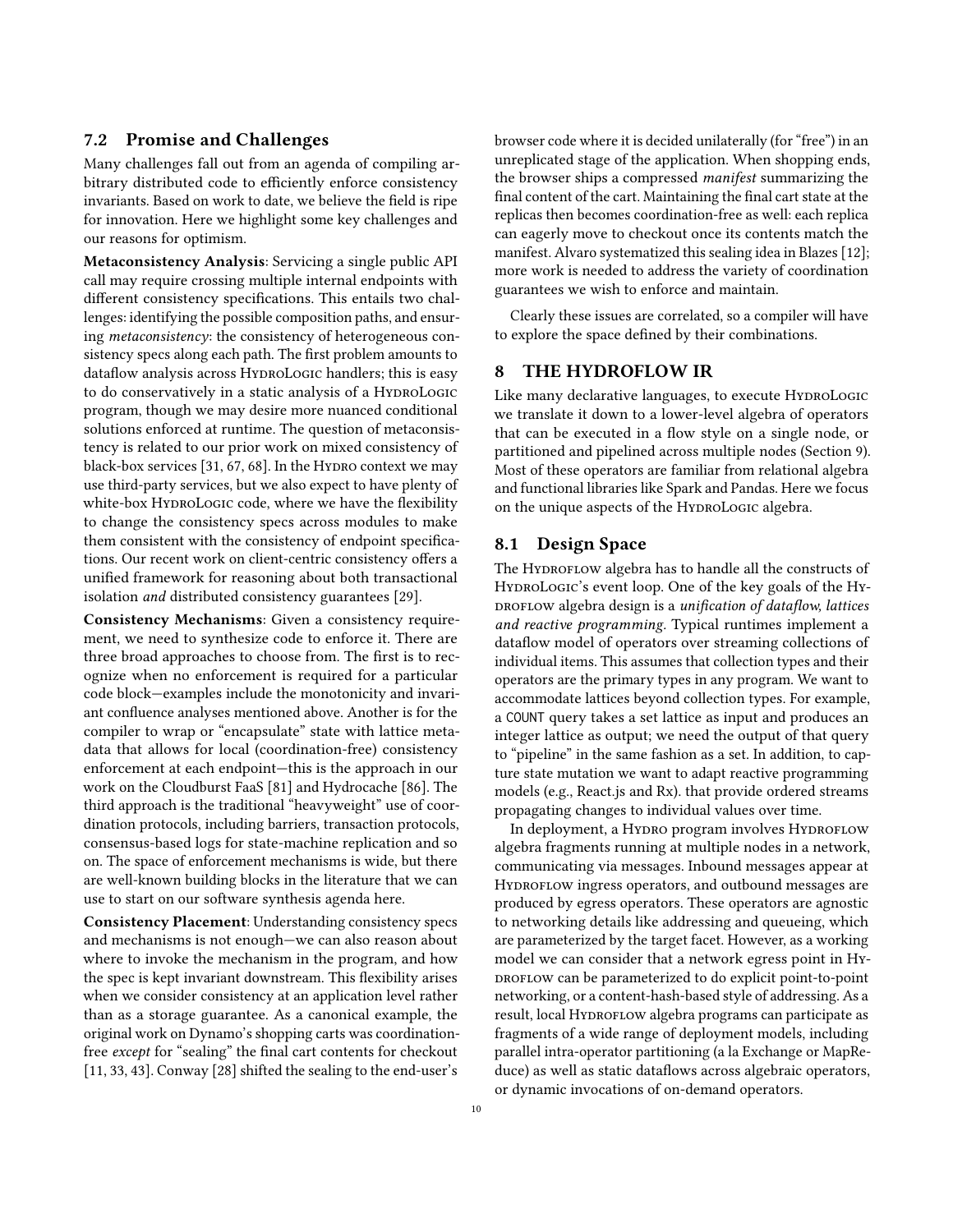## 7.2 Promise and Challenges

Many challenges fall out from an agenda of compiling arbitrary distributed code to efficiently enforce consistency invariants. Based on work to date, we believe the field is ripe for innovation. Here we highlight some key challenges and our reasons for optimism.

**Metaconsistency Analysis**: Servicing a single public API call may require crossing multiple internal endpoints with different consistency specifications. This entails two challenges: identifying the possible composition paths, and ensuring *metaconsistency*: the consistency of heterogeneous consistency specs along each path. The first problem amounts to dataflow analysis across HydroLogic handlers; this is easy to do conservatively in a static analysis of a HydroLogic program, though we may desire more nuanced conditional solutions enforced at runtime. The question of metaconsistency is related to our prior work on mixed consistency of black-box services [31, 67, 68]. In the Hydro context we may use third-party services, but we also expect to have plenty of white-box HydroLogic code, where we have the flexibility to change the consistency specs across modules to make them consistent with the consistency of endpoint specifications. Our recent work on client-centric consistency offers a unified framework for reasoning about both transactional isolation *and* distributed consistency guarantees [29].

**Consistency Mechanisms**: Given a consistency requirement, we need to synthesize code to enforce it. There are three broad approaches to choose from. The first is to recognize when no enforcement is required for a particular code block—examples include the monotonicity and invariant confluence analyses mentioned above. Another is for the compiler to wrap or "encapsulate" state with lattice metadata that allows for local (coordination-free) consistency enforcement at each endpoint—this is the approach in our work on the Cloudburst FaaS [81] and Hydrocache [86]. The third approach is the traditional "heavyweight" use of coordination protocols, including barriers, transaction protocols, consensus-based logs for state-machine replication and so on. The space of enforcement mechanisms is wide, but there are well-known building blocks in the literature that we can use to start on our software synthesis agenda here.

**Consistency Placement**: Understanding consistency specs and mechanisms is not enough—we can also reason about where to invoke the mechanism in the program, and how the spec is kept invariant downstream. This flexibility arises when we consider consistency at an application level rather than as a storage guarantee. As a canonical example, the original work on Dynamo's shopping carts was coordination-free *except* for "sealing" the final cart contents for checkout [11, 33, 43]. Conway [28] shifted the sealing to the end-user's browser code where it is decided unilaterally (for "free") in an unreplicated stage of the application. When shopping ends, the browser ships a compressed *manifest* summarizing the final content of the cart. Maintaining the final cart state at the replicas then becomes coordination-free as well: each replica can eagerly move to checkout once its contents match the manifest. Alvaro systematized this sealing idea in Blazes [12]; more work is needed to address the variety of coordination guarantees we wish to enforce and maintain.

Clearly these issues are correlated, so a compiler will have to explore the space defined by their combinations.

# 8 THE HYDROFLOW IR

Like many declarative languages, to execute HydroLogic we translate it down to a lower-level algebra of operators that can be executed in a flow style on a single node, or partitioned and pipelined across multiple nodes (Section 9). Most of these operators are familiar from relational algebra and functional libraries like Spark and Pandas. Here we focus on the unique aspects of the HydroLogic algebra.

## 8.1 Design Space

The Hydroflow algebra has to handle all the constructs of HydroLogic's event loop. One of the key goals of the Hydroflow algebra design is a *unification of dataflow, lattices and reactive programming*. Typical runtimes implement a dataflow model of operators over streaming collections of individual items. This assumes that collection types and their operators are the primary types in any program. We want to accommodate lattices beyond collection types. For example, a `COUNT` query takes a set lattice as input and produces an integer lattice as output; we need the output of that query to "pipeline" in the same fashion as a set. In addition, to capture state mutation we want to adapt reactive programming models (e.g., React.js and Rx). that provide ordered streams propagating changes to individual values over time.

In deployment, a Hydro program involves Hydroflow algebra fragments running at multiple nodes in a network, communicating via messages. Inbound messages appear at Hydroflow ingress operators, and outbound messages are produced by egress operators. These operators are agnostic to networking details like addressing and queueing, which are parameterized by the target facet. However, as a working model we can consider that a network egress point in Hydroflow can be parameterized to do explicit point-to-point networking, or a content-hash-based style of addressing. As a result, local Hydroflow algebra programs can participate as fragments of a wide range of deployment models, including parallel intra-operator partitioning (a la Exchange or MapReduce) as well as static dataflows across algebraic operators, or dynamic invocations of on-demand operators.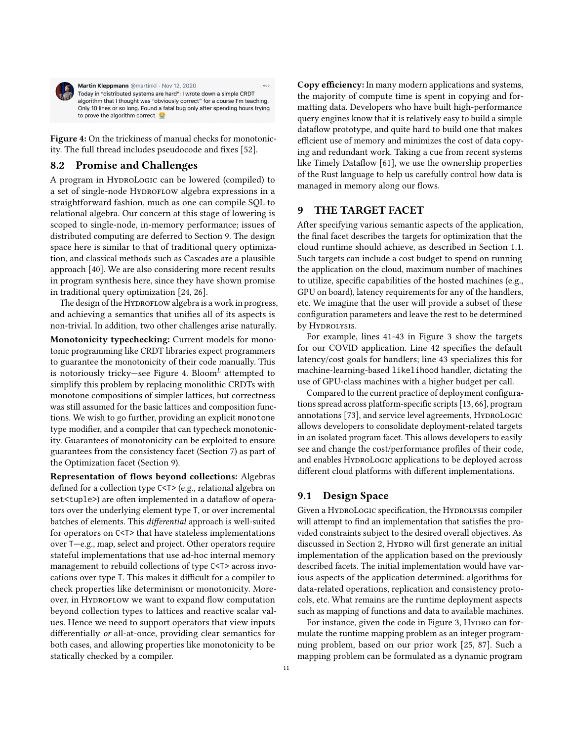Martin Kleppmann @martinkl · Nov 12, 2020
Today in "distributed systems are hard": I wrote down a simple CRDT algorithm that I thought was "obviously correct" for a course I'm teaching. Only 10 lines or so long. Found a fatal bug only after spending hours trying to prove the algorithm correct. 😭

**Figure 4:** On the trickiness of manual checks for monotonicity. The full thread includes pseudocode and fixes [52].

## 8.2 Promise and Challenges

A program in HydroLogic can be lowered (compiled) to a set of single-node Hydroflow algebra expressions in a straightforward fashion, much as one can compile SQL to relational algebra. Our concern at this stage of lowering is scoped to single-node, in-memory performance; issues of distributed computing are deferred to Section 9. The design space here is similar to that of traditional query optimization, and classical methods such as Cascades are a plausible approach [40]. We are also considering more recent results in program synthesis here, since they have shown promise in traditional query optimization [24, 26].

The design of the Hydroflow algebra is a work in progress, and achieving a semantics that unifies all of its aspects is non-trivial. In addition, two other challenges arise naturally.

**Monotonicity typechecking:** Current models for monotonic programming like CRDT libraries expect programmers to guarantee the monotonicity of their code manually. This is notoriously tricky—see Figure 4. Bloom$^L$ attempted to simplify this problem by replacing monolithic CRDTs with monotone compositions of simpler lattices, but correctness was still assumed for the basic lattices and composition functions. We wish to go further, providing an explicit `monotone` type modifier, and a compiler that can typecheck monotonicity. Guarantees of monotonicity can be exploited to ensure guarantees from the consistency facet (Section 7) as part of the Optimization facet (Section 9).

**Representation of flows beyond collections:** Algebras defined for a collection type `C<T>` (e.g., relational algebra on `set<tuple>`) are often implemented in a dataflow of operators over the underlying element type `T`, or over incremental batches of elements. This *differential* approach is well-suited for operators on `C<T>` that have stateless implementations over `T`—e.g., map, select and project. Other operators require stateful implementations that use ad-hoc internal memory management to rebuild collections of type `C<T>` across invocations over type `T`. This makes it difficult for a compiler to check properties like determinism or monotonicity. Moreover, in Hydroflow we want to expand flow computation beyond collection types to lattices and reactive scalar values. Hence we need to support operators that view inputs differentially *or* all-at-once, providing clear semantics for both cases, and allowing properties like monotonicity to be statically checked by a compiler.

**Copy efficiency:** In many modern applications and systems, the majority of compute time is spent in copying and formatting data. Developers who have built high-performance query engines know that it is relatively easy to build a simple dataflow prototype, and quite hard to build one that makes efficient use of memory and minimizes the cost of data copying and redundant work. Taking a cue from recent systems like Timely Dataflow [61], we use the ownership properties of the Rust language to help us carefully control how data is managed in memory along our flows.

# 9 THE TARGET FACET

After specifying various semantic aspects of the application, the final facet describes the targets for optimization that the cloud runtime should achieve, as described in Section 1.1. Such targets can include a cost budget to spend on running the application on the cloud, maximum number of machines to utilize, specific capabilities of the hosted machines (e.g., GPU on board), latency requirements for any of the handlers, etc. We imagine that the user will provide a subset of these configuration parameters and leave the rest to be determined by Hydrolysis.

For example, lines 41-43 in Figure 3 show the targets for our COVID application. Line 42 specifies the default latency/cost goals for handlers; line 43 specializes this for machine-learning-based `likelihood` handler, dictating the use of GPU-class machines with a higher budget per call.

Compared to the current practice of deployment configurations spread across platform-specific scripts [13, 66], program annotations [73], and service level agreements, HydroLogic allows developers to consolidate deployment-related targets in an isolated program facet. This allows developers to easily see and change the cost/performance profiles of their code, and enables HydroLogic applications to be deployed across different cloud platforms with different implementations.

## 9.1 Design Space

Given a HydroLogic specification, the Hydrolysis compiler will attempt to find an implementation that satisfies the provided constraints subject to the desired overall objectives. As discussed in Section 2, Hydro will first generate an initial implementation of the application based on the previously described facets. The initial implementation would have various aspects of the application determined: algorithms for data-related operations, replication and consistency protocols, etc. What remains are the runtime deployment aspects such as mapping of functions and data to available machines.

For instance, given the code in Figure 3, Hydro can formulate the runtime mapping problem as an integer programming problem, based on our prior work [25, 87]. Such a mapping problem can be formulated as a dynamic program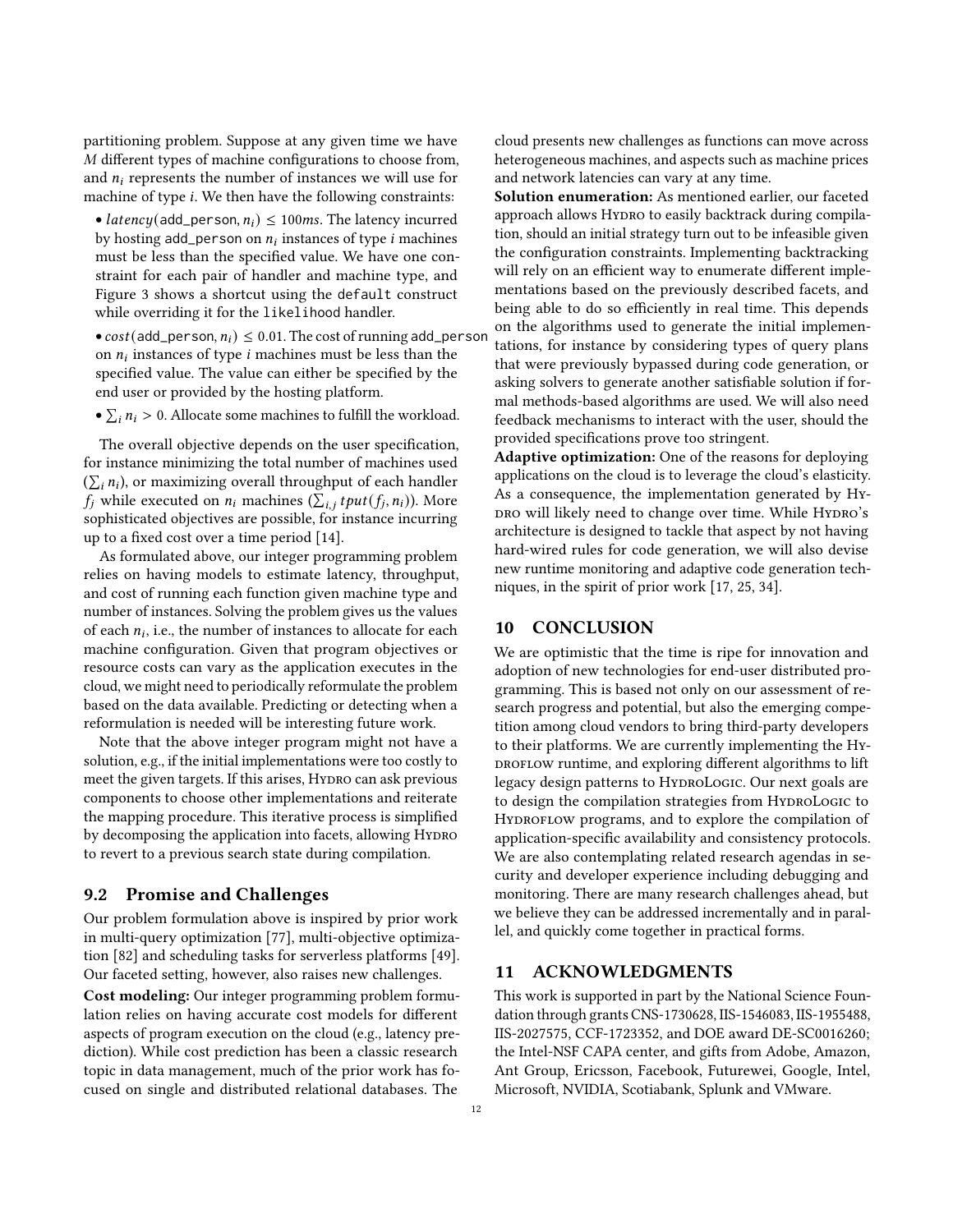partitioning problem. Suppose at any given time we have $M$ different types of machine configurations to choose from, and $n_i$ represents the number of instances we will use for machine of type $i$. We then have the following constraints:

- $latency$(add_person, $n_i$) $\leq 100ms$. The latency incurred by hosting add_person on $n_i$ instances of type $i$ machines must be less than the specified value. We have one constraint for each pair of handler and machine type, and Figure 3 shows a shortcut using the default construct while overriding it for the likelihood handler.
- $cost$(add_person, $n_i$) $\leq 0.01$. The cost of running add_person on $n_i$ instances of type $i$ machines must be less than the specified value. The value can either be specified by the end user or provided by the hosting platform.
- $\sum_i n_i > 0$. Allocate some machines to fulfill the workload.

The overall objective depends on the user specification, for instance minimizing the total number of machines used ($\sum_i n_i$), or maximizing overall throughput of each handler $f_j$ while executed on $n_i$ machines ($\sum_{i,j} tput(f_j, n_i)$). More sophisticated objectives are possible, for instance incurring up to a fixed cost over a time period [14].

As formulated above, our integer programming problem relies on having models to estimate latency, throughput, and cost of running each function given machine type and number of instances. Solving the problem gives us the values of each $n_i$, i.e., the number of instances to allocate for each machine configuration. Given that program objectives or resource costs can vary as the application executes in the cloud, we might need to periodically reformulate the problem based on the data available. Predicting or detecting when a reformulation is needed will be interesting future work.

Note that the above integer program might not have a solution, e.g., if the initial implementations were too costly to meet the given targets. If this arises, Hydro can ask previous components to choose other implementations and reiterate the mapping procedure. This iterative process is simplified by decomposing the application into facets, allowing Hydro to revert to a previous search state during compilation.

## 9.2 Promise and Challenges

Our problem formulation above is inspired by prior work in multi-query optimization [77], multi-objective optimization [82] and scheduling tasks for serverless platforms [49]. Our faceted setting, however, also raises new challenges.

**Cost modeling:** Our integer programming problem formulation relies on having accurate cost models for different aspects of program execution on the cloud (e.g., latency prediction). While cost prediction has been a classic research topic in data management, much of the prior work has focused on single and distributed relational databases. The cloud presents new challenges as functions can move across heterogeneous machines, and aspects such as machine prices and network latencies can vary at any time.

**Solution enumeration:** As mentioned earlier, our faceted approach allows Hydro to easily backtrack during compilation, should an initial strategy turn out to be infeasible given the configuration constraints. Implementing backtracking will rely on an efficient way to enumerate different implementations based on the previously described facets, and being able to do so efficiently in real time. This depends on the algorithms used to generate the initial implementations, for instance by considering types of query plans that were previously bypassed during code generation, or asking solvers to generate another satisfiable solution if formal methods-based algorithms are used. We will also need feedback mechanisms to interact with the user, should the provided specifications prove too stringent.

**Adaptive optimization:** One of the reasons for deploying applications on the cloud is to leverage the cloud's elasticity. As a consequence, the implementation generated by Hydro will likely need to change over time. While Hydro's architecture is designed to tackle that aspect by not having hard-wired rules for code generation, we will also devise new runtime monitoring and adaptive code generation techniques, in the spirit of prior work [17, 25, 34].

# 10 CONCLUSION

We are optimistic that the time is ripe for innovation and adoption of new technologies for end-user distributed programming. This is based not only on our assessment of research progress and potential, but also the emerging competition among cloud vendors to bring third-party developers to their platforms. We are currently implementing the Hydroflow runtime, and exploring different algorithms to lift legacy design patterns to HydroLogic. Our next goals are to design the compilation strategies from HydroLogic to Hydroflow programs, and to explore the compilation of application-specific availability and consistency protocols. We are also contemplating related research agendas in security and developer experience including debugging and monitoring. There are many research challenges ahead, but we believe they can be addressed incrementally and in parallel, and quickly come together in practical forms.

# 11 ACKNOWLEDGMENTS

This work is supported in part by the National Science Foundation through grants CNS-1730628, IIS-1546083, IIS-1955488, IIS-2027575, CCF-1723352, and DOE award DE-SC0016260; the Intel-NSF CAPA center, and gifts from Adobe, Amazon, Ant Group, Ericsson, Facebook, Futurewei, Google, Intel, Microsoft, NVIDIA, Scotiabank, Splunk and VMware.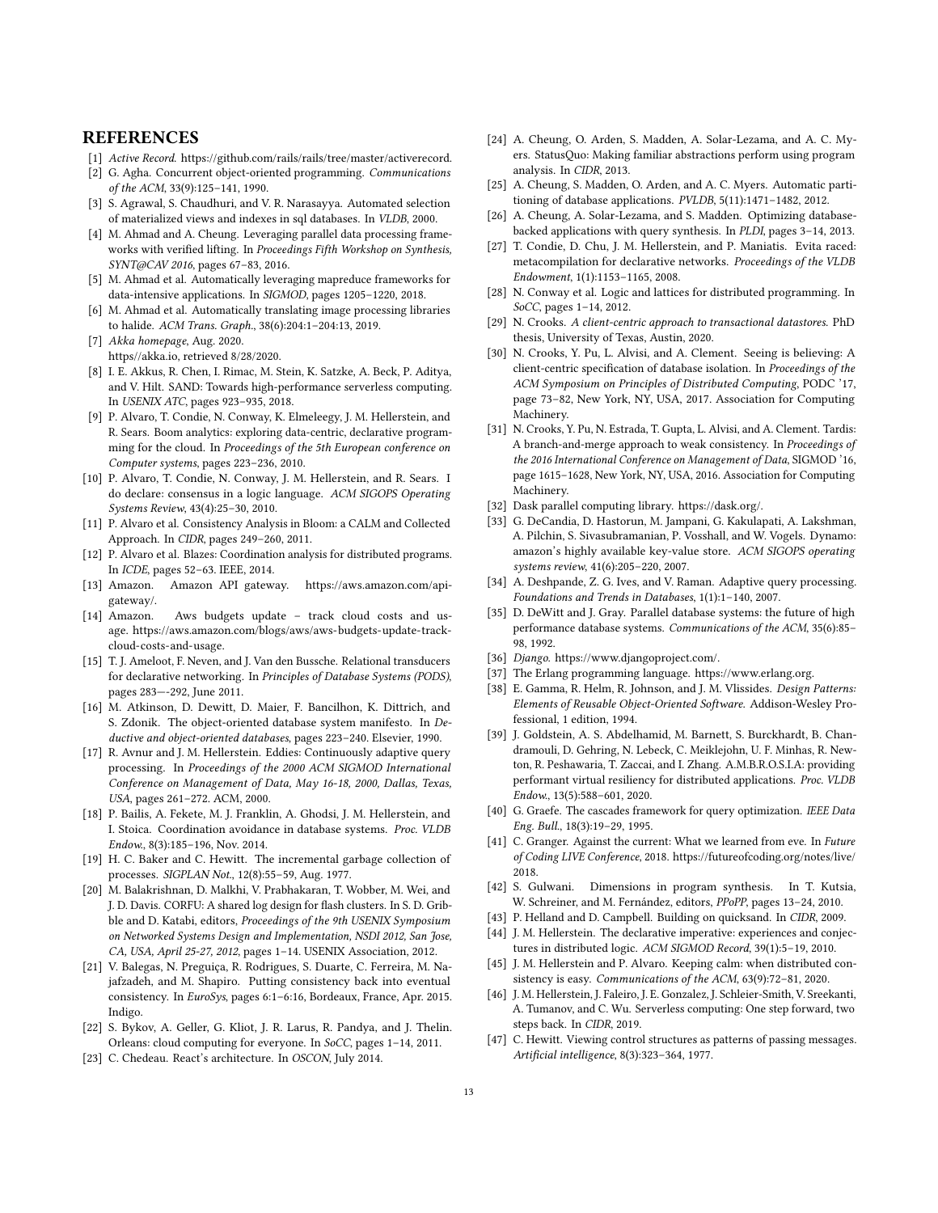# REFERENCES

[1] *Active Record*. https://github.com/rails/rails/tree/master/activerecord.

[2] G. Agha. Concurrent object-oriented programming. *Communications of the ACM*, 33(9):125–141, 1990.

[3] S. Agrawal, S. Chaudhuri, and V. R. Narasayya. Automated selection of materialized views and indexes in sql databases. In *VLDB*, 2000.

[4] M. Ahmad and A. Cheung. Leveraging parallel data processing frameworks with verified lifting. In *Proceedings Fifth Workshop on Synthesis, SYNT@CAV 2016*, pages 67–83, 2016.

[5] M. Ahmad et al. Automatically leveraging mapreduce frameworks for data-intensive applications. In *SIGMOD*, pages 1205–1220, 2018.

[6] M. Ahmad et al. Automatically translating image processing libraries to halide. *ACM Trans. Graph.*, 38(6):204:1–204:13, 2019.

[7] *Akka homepage*, Aug. 2020.
https//akka.io, retrieved 8/28/2020.

[8] I. E. Akkus, R. Chen, I. Rimac, M. Stein, K. Satzke, A. Beck, P. Aditya, and V. Hilt. SAND: Towards high-performance serverless computing. In *USENIX ATC*, pages 923–935, 2018.

[9] P. Alvaro, T. Condie, N. Conway, K. Elmeleegy, J. M. Hellerstein, and R. Sears. Boom analytics: exploring data-centric, declarative programming for the cloud. In *Proceedings of the 5th European conference on Computer systems*, pages 223–236, 2010.

[10] P. Alvaro, T. Condie, N. Conway, J. M. Hellerstein, and R. Sears. I do declare: consensus in a logic language. *ACM SIGOPS Operating Systems Review*, 43(4):25–30, 2010.

[11] P. Alvaro et al. Consistency Analysis in Bloom: a CALM and Collected Approach. In *CIDR*, pages 249–260, 2011.

[12] P. Alvaro et al. Blazes: Coordination analysis for distributed programs. In *ICDE*, pages 52–63. IEEE, 2014.

[13] Amazon. Amazon API gateway. https://aws.amazon.com/api-gateway/.

[14] Amazon. Aws budgets update – track cloud costs and usage. https://aws.amazon.com/blogs/aws/aws-budgets-update-track-cloud-costs-and-usage.

[15] T. J. Ameloot, F. Neven, and J. Van den Bussche. Relational transducers for declarative networking. In *Principles of Database Systems (PODS)*, pages 283—-292, June 2011.

[16] M. Atkinson, D. Dewitt, D. Maier, F. Bancilhon, K. Dittrich, and S. Zdonik. The object-oriented database system manifesto. In *Deductive and object-oriented databases*, pages 223–240. Elsevier, 1990.

[17] R. Avnur and J. M. Hellerstein. Eddies: Continuously adaptive query processing. In *Proceedings of the 2000 ACM SIGMOD International Conference on Management of Data, May 16-18, 2000, Dallas, Texas, USA*, pages 261–272. ACM, 2000.

[18] P. Bailis, A. Fekete, M. J. Franklin, A. Ghodsi, J. M. Hellerstein, and I. Stoica. Coordination avoidance in database systems. *Proc. VLDB Endow.*, 8(3):185–196, Nov. 2014.

[19] H. C. Baker and C. Hewitt. The incremental garbage collection of processes. *SIGPLAN Not.*, 12(8):55–59, Aug. 1977.

[20] M. Balakrishnan, D. Malkhi, V. Prabhakaran, T. Wobber, M. Wei, and J. D. Davis. CORFU: A shared log design for flash clusters. In S. D. Gribble and D. Katabi, editors, *Proceedings of the 9th USENIX Symposium on Networked Systems Design and Implementation, NSDI 2012, San Jose, CA, USA, April 25-27, 2012*, pages 1–14. USENIX Association, 2012.

[21] V. Balegas, N. Preguiça, R. Rodrigues, S. Duarte, C. Ferreira, M. Najafzadeh, and M. Shapiro. Putting consistency back into eventual consistency. In *EuroSys*, pages 6:1–6:16, Bordeaux, France, Apr. 2015. Indigo.

[22] S. Bykov, A. Geller, G. Kliot, J. R. Larus, R. Pandya, and J. Thelin. Orleans: cloud computing for everyone. In *SoCC*, pages 1–14, 2011.

[23] C. Chedeau. React's architecture. In *OSCON*, July 2014.

[24] A. Cheung, O. Arden, S. Madden, A. Solar-Lezama, and A. C. Myers. StatusQuo: Making familiar abstractions perform using program analysis. In *CIDR*, 2013.

[25] A. Cheung, S. Madden, O. Arden, and A. C. Myers. Automatic partitioning of database applications. *PVLDB*, 5(11):1471–1482, 2012.

[26] A. Cheung, A. Solar-Lezama, and S. Madden. Optimizing database-backed applications with query synthesis. In *PLDI*, pages 3–14, 2013.

[27] T. Condie, D. Chu, J. M. Hellerstein, and P. Maniatis. Evita raced: metacompilation for declarative networks. *Proceedings of the VLDB Endowment*, 1(1):1153–1165, 2008.

[28] N. Conway et al. Logic and lattices for distributed programming. In *SoCC*, pages 1–14, 2012.

[29] N. Crooks. *A client-centric approach to transactional datastores*. PhD thesis, University of Texas, Austin, 2020.

[30] N. Crooks, Y. Pu, L. Alvisi, and A. Clement. Seeing is believing: A client-centric specification of database isolation. In *Proceedings of the ACM Symposium on Principles of Distributed Computing*, PODC '17, page 73–82, New York, NY, USA, 2017. Association for Computing Machinery.

[31] N. Crooks, Y. Pu, N. Estrada, T. Gupta, L. Alvisi, and A. Clement. Tardis: A branch-and-merge approach to weak consistency. In *Proceedings of the 2016 International Conference on Management of Data*, SIGMOD '16, page 1615–1628, New York, NY, USA, 2016. Association for Computing Machinery.

[32] Dask parallel computing library. https://dask.org/.

[33] G. DeCandia, D. Hastorun, M. Jampani, G. Kakulapati, A. Lakshman, A. Pilchin, S. Sivasubramanian, P. Vosshall, and W. Vogels. Dynamo: amazon's highly available key-value store. *ACM SIGOPS operating systems review*, 41(6):205–220, 2007.

[34] A. Deshpande, Z. G. Ives, and V. Raman. Adaptive query processing. *Foundations and Trends in Databases*, 1(1):1–140, 2007.

[35] D. DeWitt and J. Gray. Parallel database systems: the future of high performance database systems. *Communications of the ACM*, 35(6):85–98, 1992.

[36] *Django*. https://www.djangoproject.com/.

[37] The Erlang programming language. https://www.erlang.org.

[38] E. Gamma, R. Helm, R. Johnson, and J. M. Vlissides. *Design Patterns: Elements of Reusable Object-Oriented Software*. Addison-Wesley Professional, 1 edition, 1994.

[39] J. Goldstein, A. S. Abdelhamid, M. Barnett, S. Burckhardt, B. Chandramouli, D. Gehring, N. Lebeck, C. Meiklejohn, U. F. Minhas, R. Newton, R. Peshawaria, T. Zaccai, and I. Zhang. A.M.B.R.O.S.I.A: providing performant virtual resiliency for distributed applications. *Proc. VLDB Endow.*, 13(5):588–601, 2020.

[40] G. Graefe. The cascades framework for query optimization. *IEEE Data Eng. Bull.*, 18(3):19–29, 1995.

[41] C. Granger. Against the current: What we learned from eve. In *Future of Coding LIVE Conference*, 2018. https://futureofcoding.org/notes/live/2018.

[42] S. Gulwani. Dimensions in program synthesis. In T. Kutsia, W. Schreiner, and M. Fernández, editors, *PPoPP*, pages 13–24, 2010.

[43] P. Helland and D. Campbell. Building on quicksand. In *CIDR*, 2009.

[44] J. M. Hellerstein. The declarative imperative: experiences and conjectures in distributed logic. *ACM SIGMOD Record*, 39(1):5–19, 2010.

[45] J. M. Hellerstein and P. Alvaro. Keeping calm: when distributed consistency is easy. *Communications of the ACM*, 63(9):72–81, 2020.

[46] J. M. Hellerstein, J. Faleiro, J. E. Gonzalez, J. Schleier-Smith, V. Sreekanti, A. Tumanov, and C. Wu. Serverless computing: One step forward, two steps back. In *CIDR*, 2019.

[47] C. Hewitt. Viewing control structures as patterns of passing messages. *Artificial intelligence*, 8(3):323–364, 1977.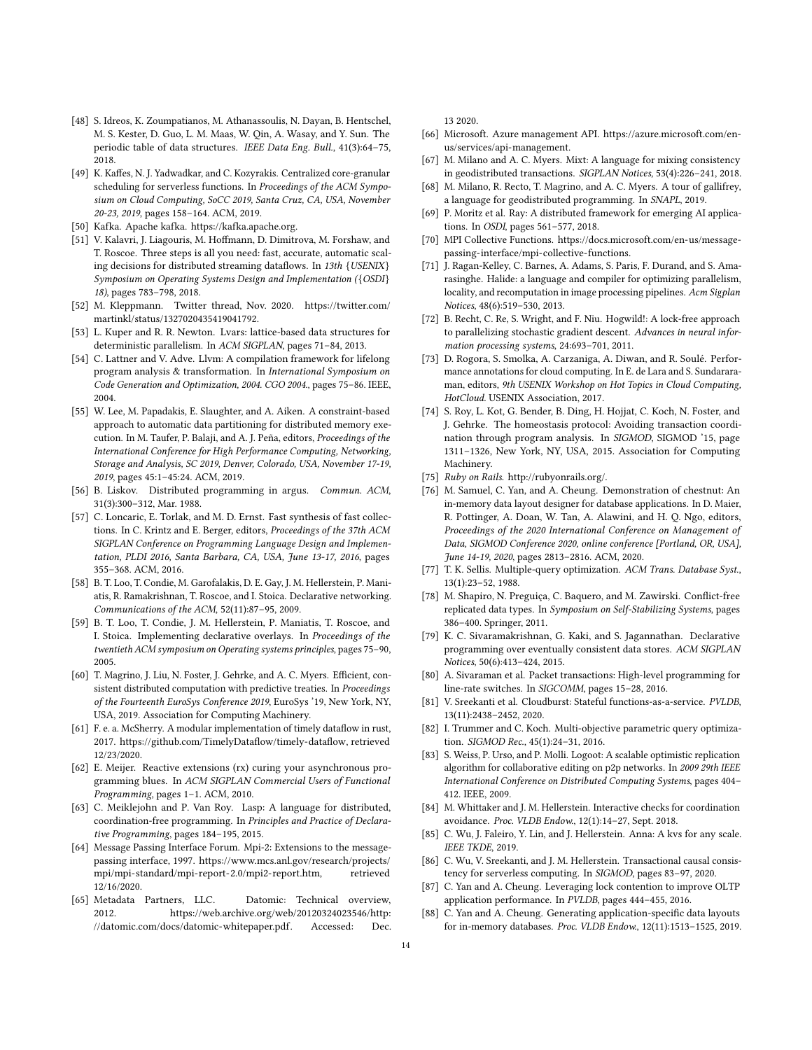[48] S. Idreos, K. Zoumpatianos, M. Athanassoulis, N. Dayan, B. Hentschel, M. S. Kester, D. Guo, L. M. Maas, W. Qin, A. Wasay, and Y. Sun. The periodic table of data structures. *IEEE Data Eng. Bull.*, 41(3):64–75, 2018.

[49] K. Kaffes, N. J. Yadwadkar, and C. Kozyrakis. Centralized core-granular scheduling for serverless functions. In *Proceedings of the ACM Symposium on Cloud Computing, SoCC 2019, Santa Cruz, CA, USA, November 20-23, 2019*, pages 158–164. ACM, 2019.

[50] Kafka. Apache kafka. https://kafka.apache.org.

[51] V. Kalavri, J. Liagouris, M. Hoffmann, D. Dimitrova, M. Forshaw, and T. Roscoe. Three steps is all you need: fast, accurate, automatic scaling decisions for distributed streaming dataflows. In *13th {USENIX} Symposium on Operating Systems Design and Implementation ({OSDI} 18)*, pages 783–798, 2018.

[52] M. Kleppmann. Twitter thread, Nov. 2020. https://twitter.com/martinkl/status/1327020435419041792.

[53] L. Kuper and R. R. Newton. Lvars: lattice-based data structures for deterministic parallelism. In *ACM SIGPLAN*, pages 71–84, 2013.

[54] C. Lattner and V. Adve. Llvm: A compilation framework for lifelong program analysis & transformation. In *International Symposium on Code Generation and Optimization, 2004. CGO 2004.*, pages 75–86. IEEE, 2004.

[55] W. Lee, M. Papadakis, E. Slaughter, and A. Aiken. A constraint-based approach to automatic data partitioning for distributed memory execution. In M. Taufer, P. Balaji, and A. J. Peña, editors, *Proceedings of the International Conference for High Performance Computing, Networking, Storage and Analysis, SC 2019, Denver, Colorado, USA, November 17-19, 2019*, pages 45:1–45:24. ACM, 2019.

[56] B. Liskov. Distributed programming in argus. *Commun. ACM*, 31(3):300–312, Mar. 1988.

[57] C. Loncaric, E. Torlak, and M. D. Ernst. Fast synthesis of fast collections. In C. Krintz and E. Berger, editors, *Proceedings of the 37th ACM SIGPLAN Conference on Programming Language Design and Implementation, PLDI 2016, Santa Barbara, CA, USA, June 13-17, 2016*, pages 355–368. ACM, 2016.

[58] B. T. Loo, T. Condie, M. Garofalakis, D. E. Gay, J. M. Hellerstein, P. Maniatis, R. Ramakrishnan, T. Roscoe, and I. Stoica. Declarative networking. *Communications of the ACM*, 52(11):87–95, 2009.

[59] B. T. Loo, T. Condie, J. M. Hellerstein, P. Maniatis, T. Roscoe, and I. Stoica. Implementing declarative overlays. In *Proceedings of the twentieth ACM symposium on Operating systems principles*, pages 75–90, 2005.

[60] T. Magrino, J. Liu, N. Foster, J. Gehrke, and A. C. Myers. Efficient, consistent distributed computation with predictive treaties. In *Proceedings of the Fourteenth EuroSys Conference 2019*, EuroSys '19, New York, NY, USA, 2019. Association for Computing Machinery.

[61] F. e. a. McSherry. A modular implementation of timely dataflow in rust, 2017. https://github.com/TimelyDataflow/timely-dataflow, retrieved 12/23/2020.

[62] E. Meijer. Reactive extensions (rx) curing your asynchronous programming blues. In *ACM SIGPLAN Commercial Users of Functional Programming*, pages 1–1. ACM, 2010.

[63] C. Meiklejohn and P. Van Roy. Lasp: A language for distributed, coordination-free programming. In *Principles and Practice of Declarative Programming*, pages 184–195, 2015.

[64] Message Passing Interface Forum. Mpi-2: Extensions to the message-passing interface, 1997. https://www.mcs.anl.gov/research/projects/mpi/mpi-standard/mpi-report-2.0/mpi2-report.htm, retrieved 12/16/2020.

[65] Metadata Partners, LLC. Datomic: Technical overview, 2012. https://web.archive.org/web/20120324023546/http://datomic.com/docs/datomic-whitepaper.pdf. Accessed: Dec. 13 2020.

[66] Microsoft. Azure management API. https://azure.microsoft.com/en-us/services/api-management.

[67] M. Milano and A. C. Myers. Mixt: A language for mixing consistency in geodistributed transactions. *SIGPLAN Notices*, 53(4):226–241, 2018.

[68] M. Milano, R. Recto, T. Magrino, and A. C. Myers. A tour of gallifrey, a language for geodistributed programming. In *SNAPL*, 2019.

[69] P. Moritz et al. Ray: A distributed framework for emerging AI applications. In *OSDI*, pages 561–577, 2018.

[70] MPI Collective Functions. https://docs.microsoft.com/en-us/message-passing-interface/mpi-collective-functions.

[71] J. Ragan-Kelley, C. Barnes, A. Adams, S. Paris, F. Durand, and S. Amarasinghe. Halide: a language and compiler for optimizing parallelism, locality, and recomputation in image processing pipelines. *Acm Sigplan Notices*, 48(6):519–530, 2013.

[72] B. Recht, C. Re, S. Wright, and F. Niu. Hogwild!: A lock-free approach to parallelizing stochastic gradient descent. *Advances in neural information processing systems*, 24:693–701, 2011.

[73] D. Rogora, S. Smolka, A. Carzaniga, A. Diwan, and R. Soulé. Performance annotations for cloud computing. In E. de Lara and S. Sundararaman, editors, *9th USENIX Workshop on Hot Topics in Cloud Computing, HotCloud*. USENIX Association, 2017.

[74] S. Roy, L. Kot, G. Bender, B. Ding, H. Hojjat, C. Koch, N. Foster, and J. Gehrke. The homeostasis protocol: Avoiding transaction coordination through program analysis. In *SIGMOD*, SIGMOD '15, page 1311–1326, New York, NY, USA, 2015. Association for Computing Machinery.

[75] *Ruby on Rails*. http://rubyonrails.org/.

[76] M. Samuel, C. Yan, and A. Cheung. Demonstration of chestnut: An in-memory data layout designer for database applications. In D. Maier, R. Pottinger, A. Doan, W. Tan, A. Alawini, and H. Q. Ngo, editors, *Proceedings of the 2020 International Conference on Management of Data, SIGMOD Conference 2020, online conference [Portland, OR, USA], June 14-19, 2020*, pages 2813–2816. ACM, 2020.

[77] T. K. Sellis. Multiple-query optimization. *ACM Trans. Database Syst.*, 13(1):23–52, 1988.

[78] M. Shapiro, N. Preguiça, C. Baquero, and M. Zawirski. Conflict-free replicated data types. In *Symposium on Self-Stabilizing Systems*, pages 386–400. Springer, 2011.

[79] K. C. Sivaramakrishnan, G. Kaki, and S. Jagannathan. Declarative programming over eventually consistent data stores. *ACM SIGPLAN Notices*, 50(6):413–424, 2015.

[80] A. Sivaraman et al. Packet transactions: High-level programming for line-rate switches. In *SIGCOMM*, pages 15–28, 2016.

[81] V. Sreekanti et al. Cloudburst: Stateful functions-as-a-service. *PVLDB*, 13(11):2438–2452, 2020.

[82] I. Trummer and C. Koch. Multi-objective parametric query optimization. *SIGMOD Rec.*, 45(1):24–31, 2016.

[83] S. Weiss, P. Urso, and P. Molli. Logoot: A scalable optimistic replication algorithm for collaborative editing on p2p networks. In *2009 29th IEEE International Conference on Distributed Computing Systems*, pages 404–412. IEEE, 2009.

[84] M. Whittaker and J. M. Hellerstein. Interactive checks for coordination avoidance. *Proc. VLDB Endow.*, 12(1):14–27, Sept. 2018.

[85] C. Wu, J. Faleiro, Y. Lin, and J. Hellerstein. Anna: A kvs for any scale. *IEEE TKDE*, 2019.

[86] C. Wu, V. Sreekanti, and J. M. Hellerstein. Transactional causal consistency for serverless computing. In *SIGMOD*, pages 83–97, 2020.

[87] C. Yan and A. Cheung. Leveraging lock contention to improve OLTP application performance. In *PVLDB*, pages 444–455, 2016.

[88] C. Yan and A. Cheung. Generating application-specific data layouts for in-memory databases. *Proc. VLDB Endow.*, 12(11):1513–1525, 2019.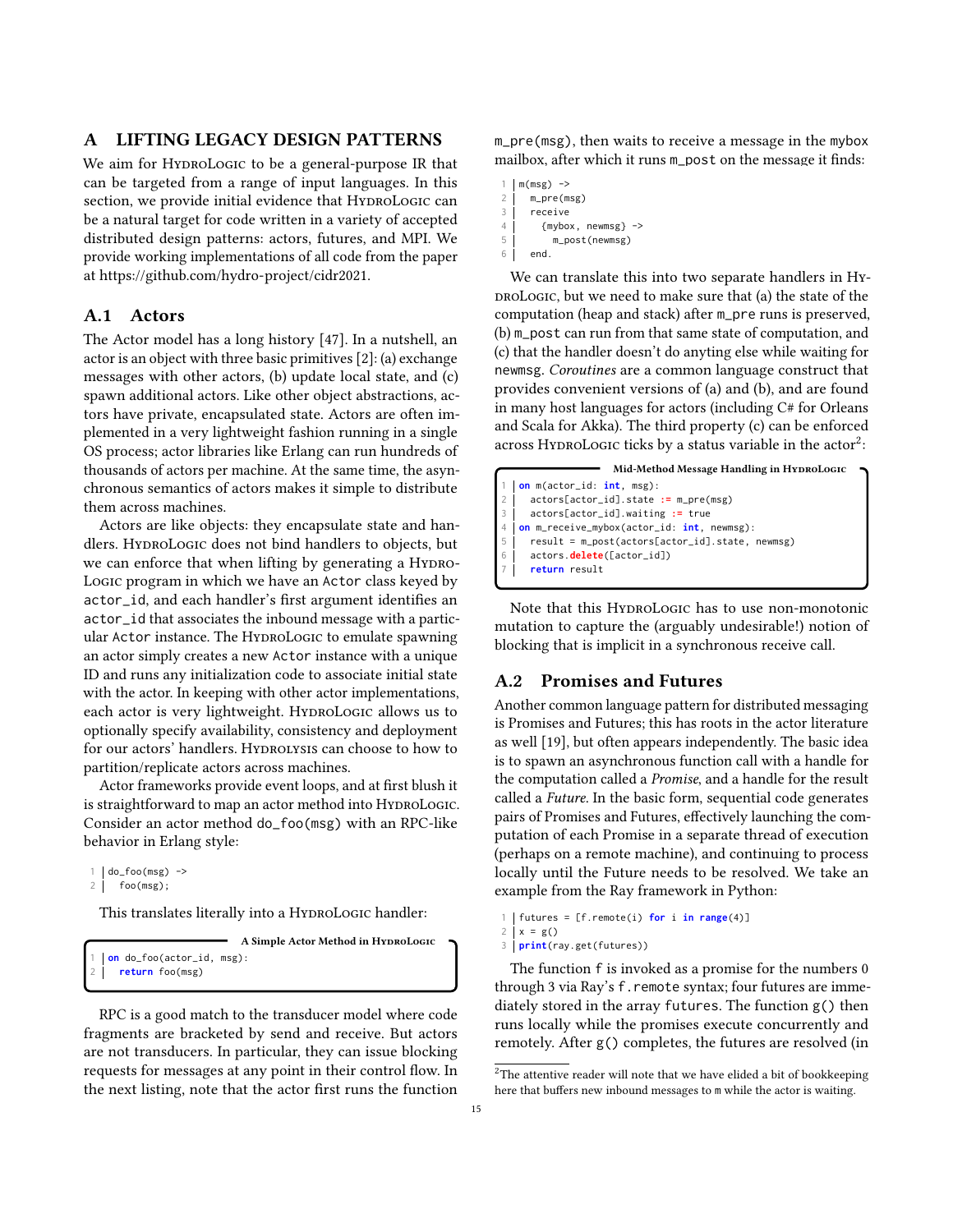## A LIFTING LEGACY DESIGN PATTERNS

We aim for HydroLogic to be a general-purpose IR that can be targeted from a range of input languages. In this section, we provide initial evidence that HydroLogic can be a natural target for code written in a variety of accepted distributed design patterns: actors, futures, and MPI. We provide working implementations of all code from the paper at https://github.com/hydro-project/cidr2021.

### A.1 Actors

The Actor model has a long history [47]. In a nutshell, an actor is an object with three basic primitives [2]: (a) exchange messages with other actors, (b) update local state, and (c) spawn additional actors. Like other object abstractions, actors have private, encapsulated state. Actors are often implemented in a very lightweight fashion running in a single OS process; actor libraries like Erlang can run hundreds of thousands of actors per machine. At the same time, the asynchronous semantics of actors makes it simple to distribute them across machines.

Actors are like objects: they encapsulate state and handlers. HydroLogic does not bind handlers to objects, but we can enforce that when lifting by generating a HydroLogic program in which we have an `Actor` class keyed by `actor_id`, and each handler's first argument identifies an `actor_id` that associates the inbound message with a particular `Actor` instance. The HydroLogic to emulate spawning an actor simply creates a new `Actor` instance with a unique ID and runs any initialization code to associate initial state with the actor. In keeping with other actor implementations, each actor is very lightweight. HydroLogic allows us to optionally specify availability, consistency and deployment for our actors' handlers. Hydrolysis can choose to how to partition/replicate actors across machines.

Actor frameworks provide event loops, and at first blush it is straightforward to map an actor method into HydroLogic. Consider an actor method `do_foo(msg)` with an RPC-like behavior in Erlang style:

```
do_foo(msg) ->
  foo(msg);
```

This translates literally into a HydroLogic handler:

**A Simple Actor Method in HydroLogic**

```
on do_foo(actor_id, msg):
  return foo(msg)
```

RPC is a good match to the transducer model where code fragments are bracketed by send and receive. But actors are not transducers. In particular, they can issue blocking requests for messages at any point in their control flow. In the next listing, note that the actor first runs the function `m_pre(msg)`, then waits to receive a message in the `mybox` mailbox, after which it runs `m_post` on the message it finds:

```
m(msg) ->
  m_pre(msg)
  receive
    {mybox, newmsg} ->
      m_post(newmsg)
  end.
```

We can translate this into two separate handlers in HydroLogic, but we need to make sure that (a) the state of the computation (heap and stack) after `m_pre` runs is preserved, (b) `m_post` can run from that same state of computation, and (c) that the handler doesn't do anyting else while waiting for `newmsg`. *Coroutines* are a common language construct that provides convenient versions of (a) and (b), and are found in many host languages for actors (including C# for Orleans and Scala for Akka). The third property (c) can be enforced across HydroLogic ticks by a status variable in the actor[2]:

**Mid-Method Message Handling in HydroLogic**

```
on m(actor_id: int, msg):
  actors[actor_id].state := m_pre(msg)
  actors[actor_id].waiting := true
on m_receive_mybox(actor_id: int, newmsg):
  result = m_post(actors[actor_id].state, newmsg)
  actors.delete([actor_id])
  return result
```

Note that this HydroLogic has to use non-monotonic mutation to capture the (arguably undesirable!) notion of blocking that is implicit in a synchronous receive call.

### A.2 Promises and Futures

Another common language pattern for distributed messaging is Promises and Futures; this has roots in the actor literature as well [19], but often appears independently. The basic idea is to spawn an asynchronous function call with a handle for the computation called a *Promise*, and a handle for the result called a *Future*. In the basic form, sequential code generates pairs of Promises and Futures, effectively launching the computation of each Promise in a separate thread of execution (perhaps on a remote machine), and continuing to process locally until the Future needs to be resolved. We take an example from the Ray framework in Python:

```
futures = [f.remote(i) for i in range(4)]
x = g()
print(ray.get(futures))
```

The function `f` is invoked as a promise for the numbers 0 through 3 via Ray's `f.remote` syntax; four futures are immediately stored in the array `futures`. The function `g()` then runs locally while the promises execute concurrently and remotely. After `g()` completes, the futures are resolved (in

[2] The attentive reader will note that we have elided a bit of bookkeeping here that buffers new inbound messages to `m` while the actor is waiting.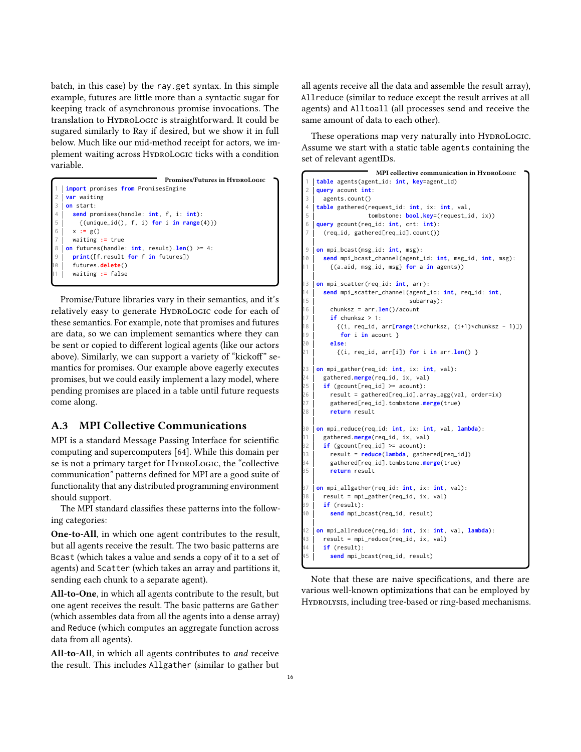batch, in this case) by the `ray.get` syntax. In this simple example, futures are little more than a syntactic sugar for keeping track of asynchronous promise invocations. The translation to HydroLogic is straightforward. It could be sugared similarly to Ray if desired, but we show it in full below. Much like our mid-method receipt for actors, we implement waiting across HydroLogic ticks with a condition variable.

**Promises/Futures in HydroLogic**

```
import promises from PromisesEngine
var waiting
on start:
  send promises(handle: int, f, i: int):
    {(unique_id(), f, i) for i in range(4)})
  x := g()
  waiting := true
on futures(handle: int, result).len() >= 4:
  print([f.result for f in futures])
  futures.delete()
  waiting := false
```

Promise/Future libraries vary in their semantics, and it's relatively easy to generate HydroLogic code for each of these semantics. For example, note that promises and futures are data, so we can implement semantics where they can be sent or copied to different logical agents (like our actors above). Similarly, we can support a variety of "kickoff" semantics for promises. Our example above eagerly executes promises, but we could easily implement a lazy model, where pending promises are placed in a table until future requests come along.

## A.3 MPI Collective Communications

MPI is a standard Message Passing Interface for scientific computing and supercomputers [64]. While this domain per se is not a primary target for HydroLogic, the "collective communication" patterns defined for MPI are a good suite of functionality that any distributed programming environment should support.

The MPI standard classifies these patterns into the following categories:

**One-to-All**, in which one agent contributes to the result, but all agents receive the result. The two basic patterns are `Bcast` (which takes a value and sends a copy of it to a set of agents) and `Scatter` (which takes an array and partitions it, sending each chunk to a separate agent).

**All-to-One**, in which all agents contribute to the result, but one agent receives the result. The basic patterns are `Gather` (which assembles data from all the agents into a dense array) and `Reduce` (which computes an aggregate function across data from all agents).

**All-to-All**, in which all agents contributes to *and* receive the result. This includes `Allgather` (similar to gather but all agents receive all the data and assemble the result array), `Allreduce` (similar to reduce except the result arrives at all agents) and `Alltoall` (all processes send and receive the same amount of data to each other).

These operations map very naturally into HydroLogic. Assume we start with a static table `agents` containing the set of relevant agentIDs.

**MPI collective communication in HydroLogic**

```
table agents(agent_id: int, key=agent_id)
query acount int:
  agents.count()
table gathered(request_id: int, ix: int, val,
               tombstone: bool,key=(request_id, ix))
query gcount(req_id: int, cnt: int):
  (req_id, gathered[req_id].count())

on mpi_bcast(msg_id: int, msg):
  send mpi_bcast_channel(agent_id: int, msg_id, int, msg):
    {(a.aid, msg_id, msg} for a in agents))

on mpi_scatter(req_id: int, arr):
  send mpi_scatter_channel(agent_id: int, req_id: int,
                           subarray):
    chunksz = arr.len()/acount
    if chunksz > 1:
      {(i, req_id, arr[range(i*chunksz, (i+1)*chunksz - 1)])
       for i in acount }
    else:
      {(i, req_id, arr[i]) for i in arr.len() }

on mpi_gather(req_id: int, ix: int, val):
  gathered.merge(req_id, ix, val)
  if (gcount[req_id] >= acount):
    result = gathered[req_id].array_agg(val, order=ix)
    gathered[req_id].tombstone.merge(true)
    return result

on mpi_reduce(req_id: int, ix: int, val, lambda):
  gathered.merge(req_id, ix, val)
  if (gcount[req_id] >= acount):
    result = reduce(lambda, gathered[req_id])
    gathered[req_id].tombstone.merge(true)
    return result

on mpi_allgather(req_id: int, ix: int, val):
  result = mpi_gather(req_id, ix, val)
  if (result):
    send mpi_bcast(req_id, result)

on mpi_allreduce(req_id: int, ix: int, val, lambda):
  result = mpi_reduce(req_id, ix, val)
  if (result):
    send mpi_bcast(req_id, result)
```

Note that these are naive specifications, and there are various well-known optimizations that can be employed by HydroLysis, including tree-based or ring-based mechanisms.